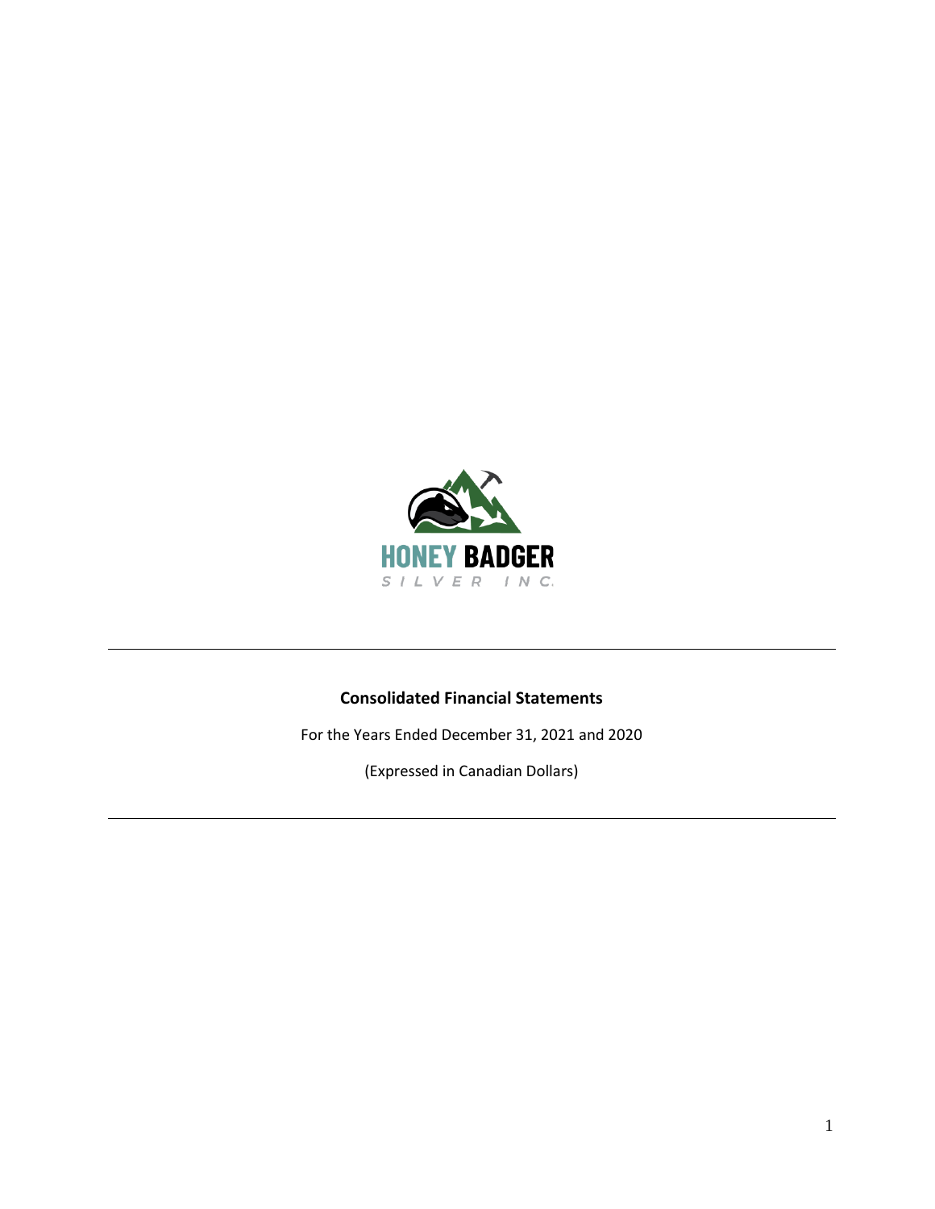HONEY BADGER

SILVER INC.

---

## Consolidated Financial Statements

For the Years Ended December 31, 2021 and 2020

(Expressed in Canadian Dollars)

---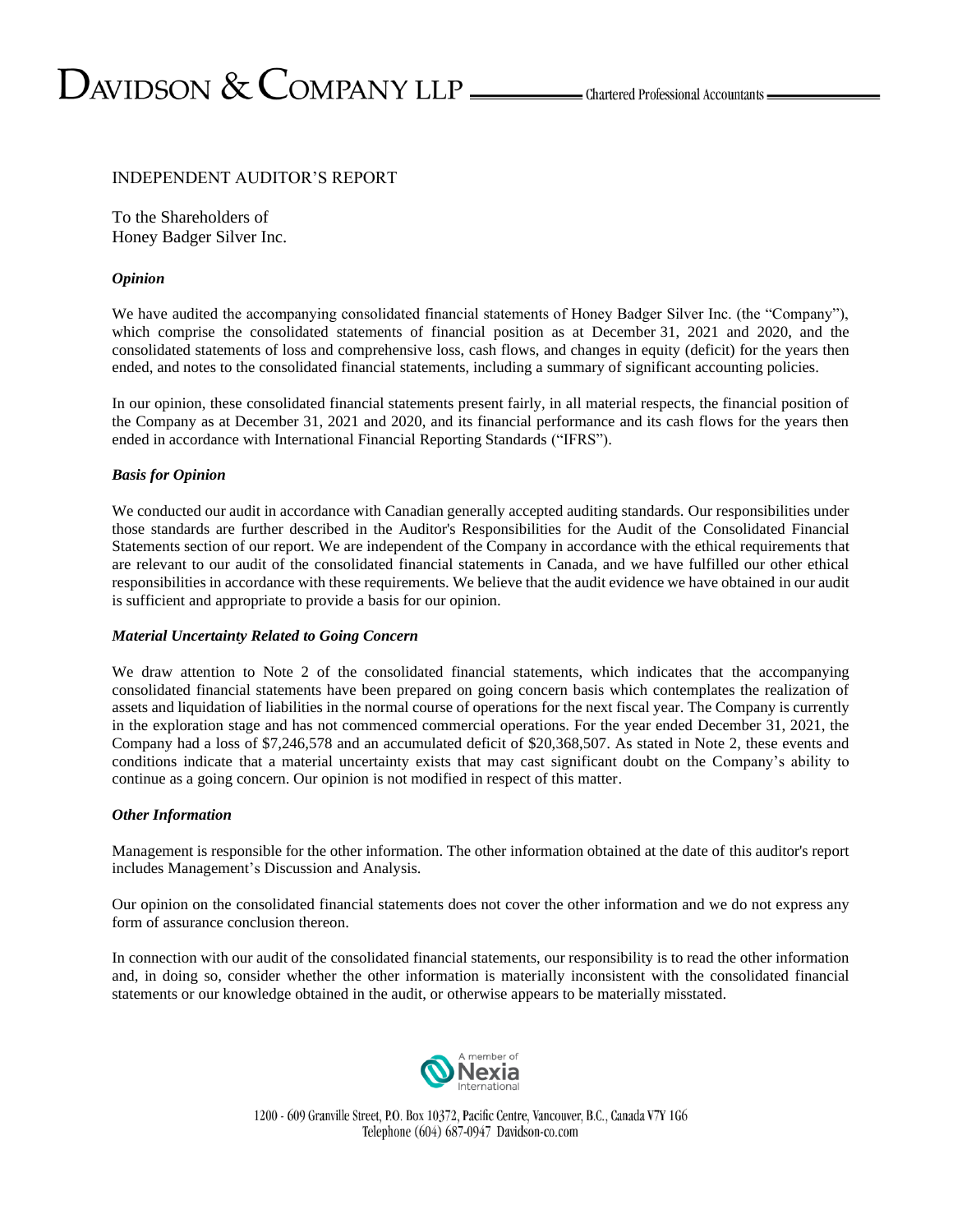# DAVIDSON & COMPANY LLP — Chartered Professional Accountants

## INDEPENDENT AUDITOR'S REPORT

To the Shareholders of
Honey Badger Silver Inc.

### *Opinion*

We have audited the accompanying consolidated financial statements of Honey Badger Silver Inc. (the "Company"), which comprise the consolidated statements of financial position as at December 31, 2021 and 2020, and the consolidated statements of loss and comprehensive loss, cash flows, and changes in equity (deficit) for the years then ended, and notes to the consolidated financial statements, including a summary of significant accounting policies.

In our opinion, these consolidated financial statements present fairly, in all material respects, the financial position of the Company as at December 31, 2021 and 2020, and its financial performance and its cash flows for the years then ended in accordance with International Financial Reporting Standards ("IFRS").

### *Basis for Opinion*

We conducted our audit in accordance with Canadian generally accepted auditing standards. Our responsibilities under those standards are further described in the Auditor's Responsibilities for the Audit of the Consolidated Financial Statements section of our report. We are independent of the Company in accordance with the ethical requirements that are relevant to our audit of the consolidated financial statements in Canada, and we have fulfilled our other ethical responsibilities in accordance with these requirements. We believe that the audit evidence we have obtained in our audit is sufficient and appropriate to provide a basis for our opinion.

### *Material Uncertainty Related to Going Concern*

We draw attention to Note 2 of the consolidated financial statements, which indicates that the accompanying consolidated financial statements have been prepared on going concern basis which contemplates the realization of assets and liquidation of liabilities in the normal course of operations for the next fiscal year. The Company is currently in the exploration stage and has not commenced commercial operations. For the year ended December 31, 2021, the Company had a loss of $7,246,578 and an accumulated deficit of $20,368,507. As stated in Note 2, these events and conditions indicate that a material uncertainty exists that may cast significant doubt on the Company's ability to continue as a going concern. Our opinion is not modified in respect of this matter.

### *Other Information*

Management is responsible for the other information. The other information obtained at the date of this auditor's report includes Management's Discussion and Analysis.

Our opinion on the consolidated financial statements does not cover the other information and we do not express any form of assurance conclusion thereon.

In connection with our audit of the consolidated financial statements, our responsibility is to read the other information and, in doing so, consider whether the other information is materially inconsistent with the consolidated financial statements or our knowledge obtained in the audit, or otherwise appears to be materially misstated.

A member of Nexia International

1200 - 609 Granville Street, P.O. Box 10372, Pacific Centre, Vancouver, B.C., Canada V7Y 1G6
Telephone (604) 687-0947 Davidson-co.com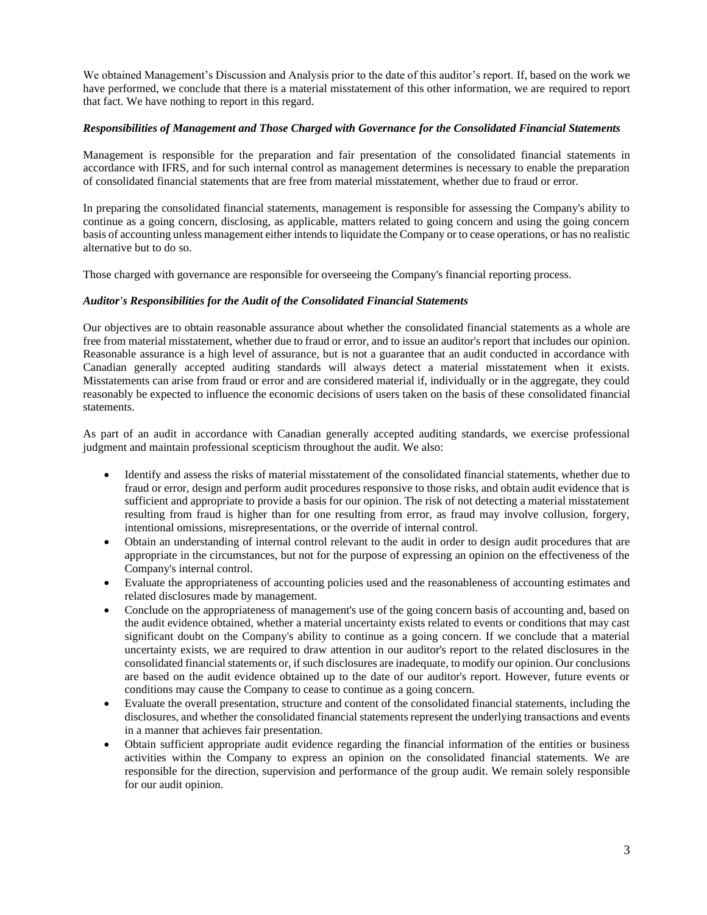We obtained Management's Discussion and Analysis prior to the date of this auditor's report. If, based on the work we have performed, we conclude that there is a material misstatement of this other information, we are required to report that fact. We have nothing to report in this regard.

### ***Responsibilities of Management and Those Charged with Governance for the Consolidated Financial Statements***

Management is responsible for the preparation and fair presentation of the consolidated financial statements in accordance with IFRS, and for such internal control as management determines is necessary to enable the preparation of consolidated financial statements that are free from material misstatement, whether due to fraud or error.

In preparing the consolidated financial statements, management is responsible for assessing the Company's ability to continue as a going concern, disclosing, as applicable, matters related to going concern and using the going concern basis of accounting unless management either intends to liquidate the Company or to cease operations, or has no realistic alternative but to do so.

Those charged with governance are responsible for overseeing the Company's financial reporting process.

### ***Auditor's Responsibilities for the Audit of the Consolidated Financial Statements***

Our objectives are to obtain reasonable assurance about whether the consolidated financial statements as a whole are free from material misstatement, whether due to fraud or error, and to issue an auditor's report that includes our opinion. Reasonable assurance is a high level of assurance, but is not a guarantee that an audit conducted in accordance with Canadian generally accepted auditing standards will always detect a material misstatement when it exists. Misstatements can arise from fraud or error and are considered material if, individually or in the aggregate, they could reasonably be expected to influence the economic decisions of users taken on the basis of these consolidated financial statements.

As part of an audit in accordance with Canadian generally accepted auditing standards, we exercise professional judgment and maintain professional scepticism throughout the audit. We also:

- Identify and assess the risks of material misstatement of the consolidated financial statements, whether due to fraud or error, design and perform audit procedures responsive to those risks, and obtain audit evidence that is sufficient and appropriate to provide a basis for our opinion. The risk of not detecting a material misstatement resulting from fraud is higher than for one resulting from error, as fraud may involve collusion, forgery, intentional omissions, misrepresentations, or the override of internal control.
- Obtain an understanding of internal control relevant to the audit in order to design audit procedures that are appropriate in the circumstances, but not for the purpose of expressing an opinion on the effectiveness of the Company's internal control.
- Evaluate the appropriateness of accounting policies used and the reasonableness of accounting estimates and related disclosures made by management.
- Conclude on the appropriateness of management's use of the going concern basis of accounting and, based on the audit evidence obtained, whether a material uncertainty exists related to events or conditions that may cast significant doubt on the Company's ability to continue as a going concern. If we conclude that a material uncertainty exists, we are required to draw attention in our auditor's report to the related disclosures in the consolidated financial statements or, if such disclosures are inadequate, to modify our opinion. Our conclusions are based on the audit evidence obtained up to the date of our auditor's report. However, future events or conditions may cause the Company to cease to continue as a going concern.
- Evaluate the overall presentation, structure and content of the consolidated financial statements, including the disclosures, and whether the consolidated financial statements represent the underlying transactions and events in a manner that achieves fair presentation.
- Obtain sufficient appropriate audit evidence regarding the financial information of the entities or business activities within the Company to express an opinion on the consolidated financial statements. We are responsible for the direction, supervision and performance of the group audit. We remain solely responsible for our audit opinion.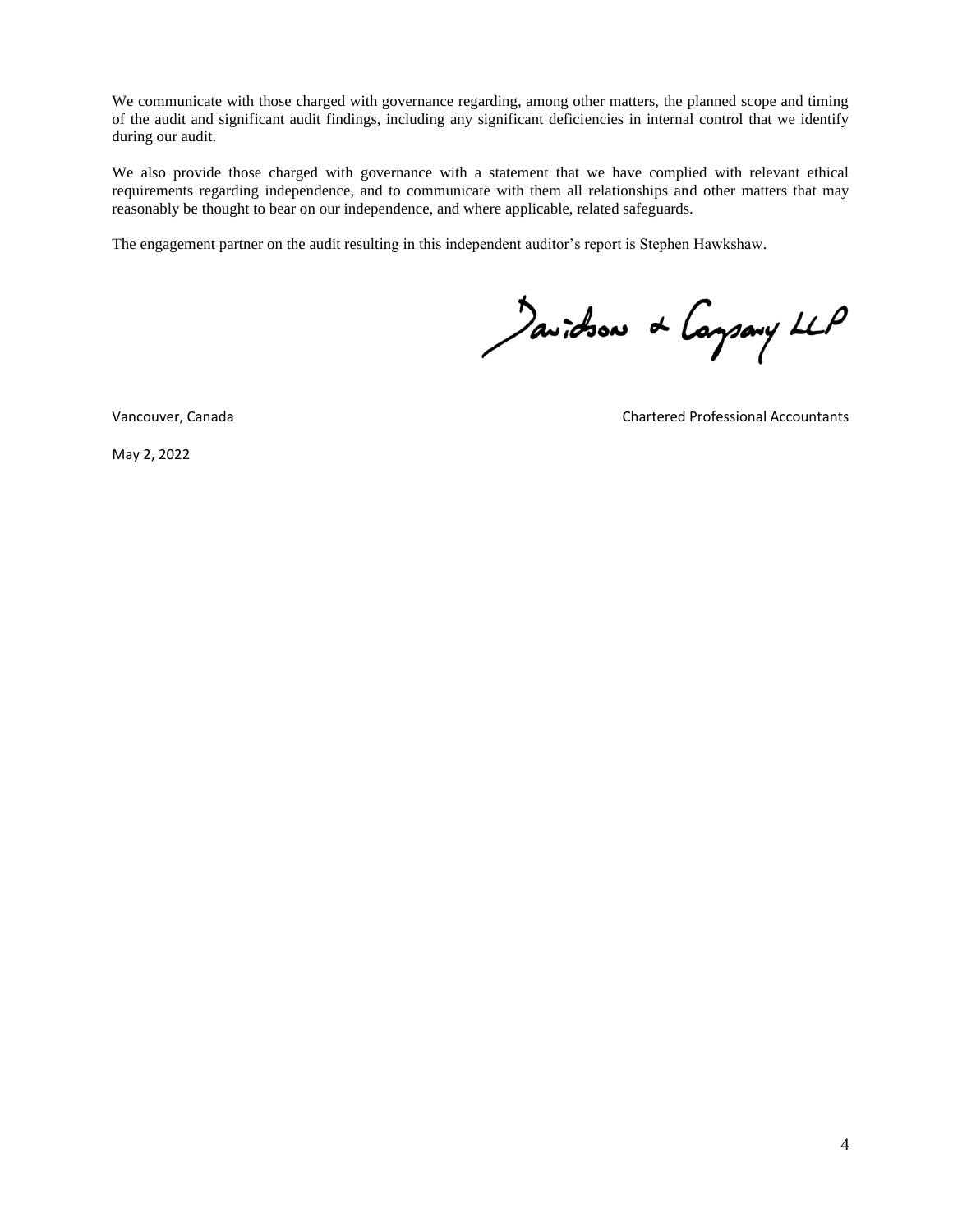We communicate with those charged with governance regarding, among other matters, the planned scope and timing of the audit and significant audit findings, including any significant deficiencies in internal control that we identify during our audit.

We also provide those charged with governance with a statement that we have complied with relevant ethical requirements regarding independence, and to communicate with them all relationships and other matters that may reasonably be thought to bear on our independence, and where applicable, related safeguards.

The engagement partner on the audit resulting in this independent auditor's report is Stephen Hawkshaw.

Davidson & Company LLP

Vancouver, Canada

Chartered Professional Accountants

May 2, 2022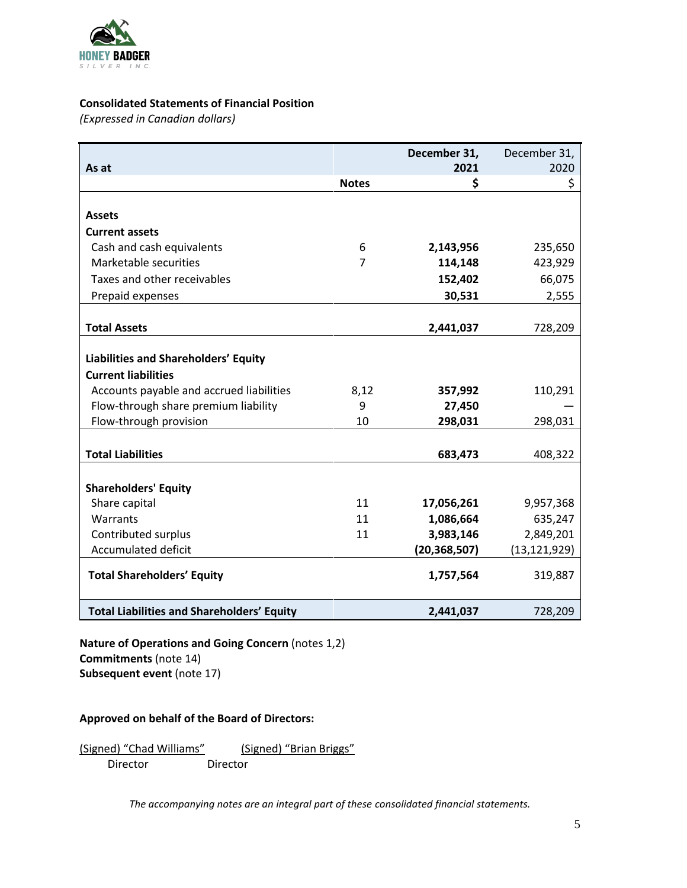HONEY BADGER SILVER INC.

**Consolidated Statements of Financial Position**
*(Expressed in Canadian dollars)*

| As at | Notes | December 31, 2021 $ | December 31, 2020 $ |
|---|---|---|---|
| **Assets** | | | |
| **Current assets** | | | |
| Cash and cash equivalents | 6 | **2,143,956** | 235,650 |
| Marketable securities | 7 | **114,148** | 423,929 |
| Taxes and other receivables | | **152,402** | 66,075 |
| Prepaid expenses | | **30,531** | 2,555 |
| **Total Assets** | | **2,441,037** | 728,209 |
| **Liabilities and Shareholders' Equity** | | | |
| **Current liabilities** | | | |
| Accounts payable and accrued liabilities | 8,12 | **357,992** | 110,291 |
| Flow-through share premium liability | 9 | **27,450** | — |
| Flow-through provision | 10 | **298,031** | 298,031 |
| **Total Liabilities** | | **683,473** | 408,322 |
| **Shareholders' Equity** | | | |
| Share capital | 11 | **17,056,261** | 9,957,368 |
| Warrants | 11 | **1,086,664** | 635,247 |
| Contributed surplus | 11 | **3,983,146** | 2,849,201 |
| Accumulated deficit | | **(20,368,507)** | (13,121,929) |
| **Total Shareholders' Equity** | | **1,757,564** | 319,887 |
| **Total Liabilities and Shareholders' Equity** | | **2,441,037** | 728,209 |

**Nature of Operations and Going Concern** (notes 1,2)
**Commitments** (note 14)
**Subsequent event** (note 17)

**Approved on behalf of the Board of Directors:**

(Signed) "Chad Williams" — Director
(Signed) "Brian Briggs" — Director

*The accompanying notes are an integral part of these consolidated financial statements.*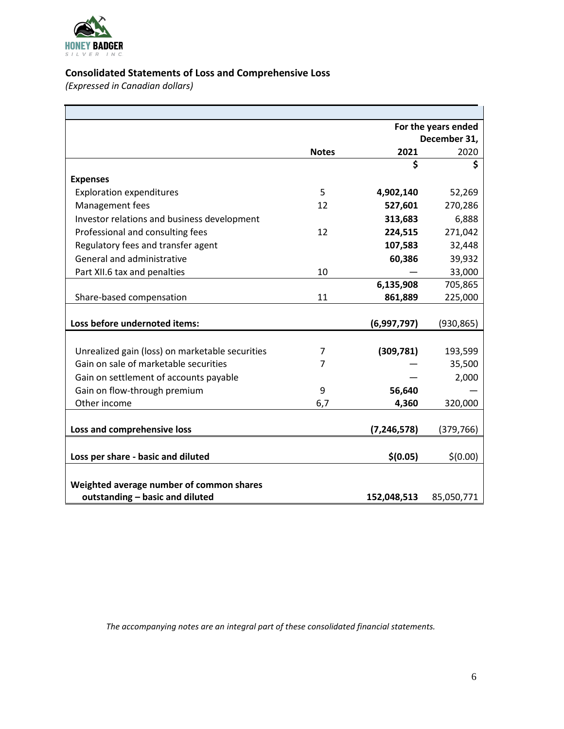## Consolidated Statements of Loss and Comprehensive Loss

*(Expressed in Canadian dollars)*

| | Notes | For the years ended December 31, 2021 | 2020 |
|---|---|---|---|
| | | **$** | **$** |
| **Expenses** | | | |
| Exploration expenditures | 5 | **4,902,140** | 52,269 |
| Management fees | 12 | **527,601** | 270,286 |
| Investor relations and business development | | **313,683** | 6,888 |
| Professional and consulting fees | 12 | **224,515** | 271,042 |
| Regulatory fees and transfer agent | | **107,583** | 32,448 |
| General and administrative | | **60,386** | 39,932 |
| Part XII.6 tax and penalties | 10 | — | 33,000 |
| | | **6,135,908** | 705,865 |
| Share-based compensation | 11 | **861,889** | 225,000 |
| **Loss before undernoted items:** | | **(6,997,797)** | (930,865) |
| Unrealized gain (loss) on marketable securities | 7 | **(309,781)** | 193,599 |
| Gain on sale of marketable securities | 7 | — | 35,500 |
| Gain on settlement of accounts payable | | — | 2,000 |
| Gain on flow-through premium | 9 | **56,640** | — |
| Other income | 6,7 | **4,360** | 320,000 |
| **Loss and comprehensive loss** | | **(7,246,578)** | (379,766) |
| **Loss per share - basic and diluted** | | **$(0.05)** | $(0.00) |
| **Weighted average number of common shares outstanding – basic and diluted** | | **152,048,513** | 85,050,771 |

*The accompanying notes are an integral part of these consolidated financial statements.*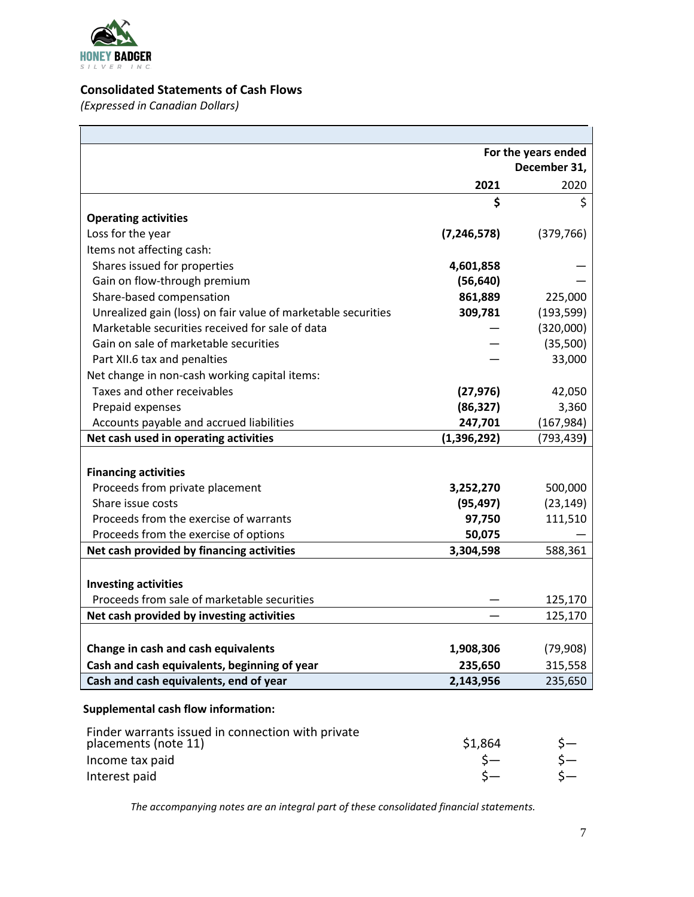HONEY BADGER SILVER INC.

## Consolidated Statements of Cash Flows

*(Expressed in Canadian Dollars)*

| | For the years ended December 31, | |
|---|---|---|
| | **2021** | 2020 |
| | **$** | $ |
| **Operating activities** | | |
| Loss for the year | **(7,246,578)** | (379,766) |
| Items not affecting cash: | | |
| Shares issued for properties | **4,601,858** | — |
| Gain on flow-through premium | **(56,640)** | — |
| Share-based compensation | **861,889** | 225,000 |
| Unrealized gain (loss) on fair value of marketable securities | **309,781** | (193,599) |
| Marketable securities received for sale of data | — | (320,000) |
| Gain on sale of marketable securities | — | (35,500) |
| Part XII.6 tax and penalties | — | 33,000 |
| Net change in non-cash working capital items: | | |
| Taxes and other receivables | **(27,976)** | 42,050 |
| Prepaid expenses | **(86,327)** | 3,360 |
| Accounts payable and accrued liabilities | **247,701** | (167,984) |
| **Net cash used in operating activities** | **(1,396,292)** | (793,439) |
| | | |
| **Financing activities** | | |
| Proceeds from private placement | **3,252,270** | 500,000 |
| Share issue costs | **(95,497)** | (23,149) |
| Proceeds from the exercise of warrants | **97,750** | 111,510 |
| Proceeds from the exercise of options | **50,075** | — |
| **Net cash provided by financing activities** | **3,304,598** | 588,361 |
| | | |
| **Investing activities** | | |
| Proceeds from sale of marketable securities | — | 125,170 |
| **Net cash provided by investing activities** | — | 125,170 |
| | | |
| **Change in cash and cash equivalents** | **1,908,306** | (79,908) |
| **Cash and cash equivalents, beginning of year** | **235,650** | 315,558 |
| **Cash and cash equivalents, end of year** | **2,143,956** | 235,650 |

**Supplemental cash flow information:**

| | | |
|---|---|---|
| Finder warrants issued in connection with private placements (note 11) | $1,864 | $— |
| Income tax paid | $— | $— |
| Interest paid | $— | $— |

*The accompanying notes are an integral part of these consolidated financial statements.*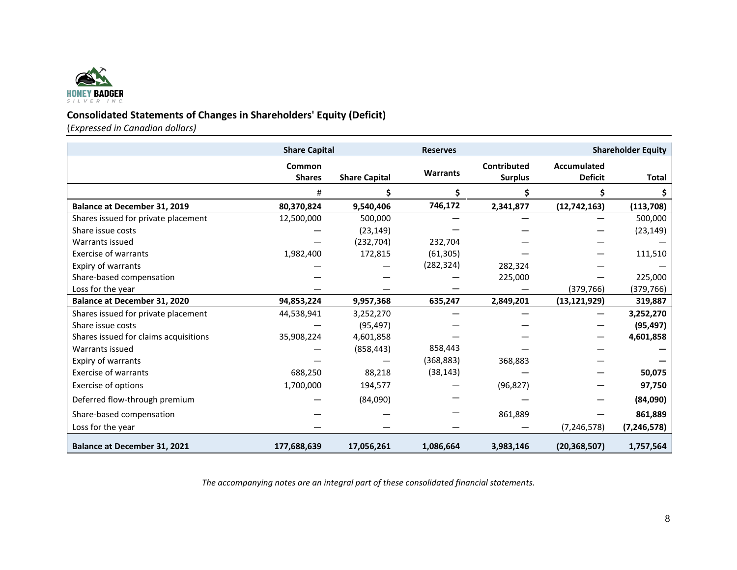HONEY BADGER
SILVER INC

## Consolidated Statements of Changes in Shareholders' Equity (Deficit)

(*Expressed in Canadian dollars)*

| | Share Capital | | Reserves | | | Shareholder Equity |
|---|---|---|---|---|---|---|
| | Common Shares | Share Capital | Warrants | Contributed Surplus | Accumulated Deficit | Total |
| | # | $ | $ | $ | $ | $ |
| **Balance at December 31, 2019** | **80,370,824** | **9,540,406** | **746,172** | **2,341,877** | **(12,742,163)** | **(113,708)** |
| Shares issued for private placement | 12,500,000 | 500,000 | — | — | — | 500,000 |
| Share issue costs | — | (23,149) | — | — | — | (23,149) |
| Warrants issued | — | (232,704) | 232,704 | — | — | — |
| Exercise of warrants | 1,982,400 | 172,815 | (61,305) | — | — | 111,510 |
| Expiry of warrants | — | — | (282,324) | 282,324 | — | — |
| Share-based compensation | — | — | — | 225,000 | — | 225,000 |
| Loss for the year | — | — | — | — | (379,766) | (379,766) |
| **Balance at December 31, 2020** | **94,853,224** | **9,957,368** | **635,247** | **2,849,201** | **(13,121,929)** | **319,887** |
| Shares issued for private placement | 44,538,941 | 3,252,270 | — | — | — | **3,252,270** |
| Share issue costs | — | (95,497) | — | — | — | **(95,497)** |
| Shares issued for claims acquisitions | 35,908,224 | 4,601,858 | — | — | — | **4,601,858** |
| Warrants issued | — | (858,443) | 858,443 | — | — | **—** |
| Expiry of warrants | — | — | (368,883) | 368,883 | — | **—** |
| Exercise of warrants | 688,250 | 88,218 | (38,143) | — | — | **50,075** |
| Exercise of options | 1,700,000 | 194,577 | — | (96,827) | — | **97,750** |
| Deferred flow-through premium | — | (84,090) | — | — | — | **(84,090)** |
| Share-based compensation | — | — | — | 861,889 | — | **861,889** |
| Loss for the year | — | — | — | — | (7,246,578) | **(7,246,578)** |
| **Balance at December 31, 2021** | **177,688,639** | **17,056,261** | **1,086,664** | **3,983,146** | **(20,368,507)** | **1,757,564** |

*The accompanying notes are an integral part of these consolidated financial statements.*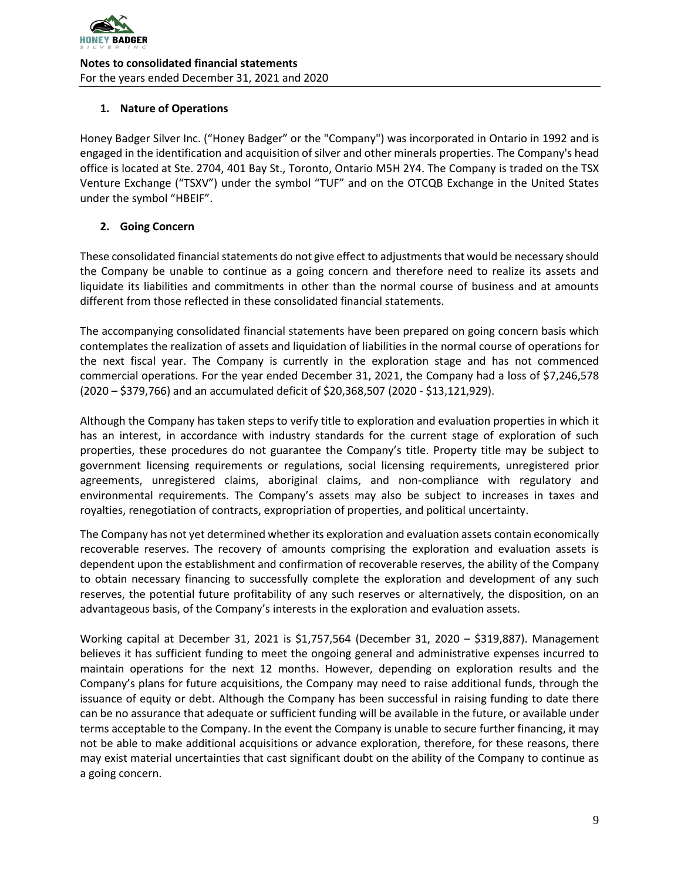**Notes to consolidated financial statements**
For the years ended December 31, 2021 and 2020

## 1. Nature of Operations

Honey Badger Silver Inc. ("Honey Badger" or the "Company") was incorporated in Ontario in 1992 and is engaged in the identification and acquisition of silver and other minerals properties. The Company's head office is located at Ste. 2704, 401 Bay St., Toronto, Ontario M5H 2Y4. The Company is traded on the TSX Venture Exchange ("TSXV") under the symbol "TUF" and on the OTCQB Exchange in the United States under the symbol "HBEIF".

## 2. Going Concern

These consolidated financial statements do not give effect to adjustments that would be necessary should the Company be unable to continue as a going concern and therefore need to realize its assets and liquidate its liabilities and commitments in other than the normal course of business and at amounts different from those reflected in these consolidated financial statements.

The accompanying consolidated financial statements have been prepared on going concern basis which contemplates the realization of assets and liquidation of liabilities in the normal course of operations for the next fiscal year. The Company is currently in the exploration stage and has not commenced commercial operations. For the year ended December 31, 2021, the Company had a loss of $7,246,578 (2020 – $379,766) and an accumulated deficit of $20,368,507 (2020 - $13,121,929).

Although the Company has taken steps to verify title to exploration and evaluation properties in which it has an interest, in accordance with industry standards for the current stage of exploration of such properties, these procedures do not guarantee the Company's title. Property title may be subject to government licensing requirements or regulations, social licensing requirements, unregistered prior agreements, unregistered claims, aboriginal claims, and non-compliance with regulatory and environmental requirements. The Company's assets may also be subject to increases in taxes and royalties, renegotiation of contracts, expropriation of properties, and political uncertainty.

The Company has not yet determined whether its exploration and evaluation assets contain economically recoverable reserves. The recovery of amounts comprising the exploration and evaluation assets is dependent upon the establishment and confirmation of recoverable reserves, the ability of the Company to obtain necessary financing to successfully complete the exploration and development of any such reserves, the potential future profitability of any such reserves or alternatively, the disposition, on an advantageous basis, of the Company's interests in the exploration and evaluation assets.

Working capital at December 31, 2021 is $1,757,564 (December 31, 2020 – $319,887). Management believes it has sufficient funding to meet the ongoing general and administrative expenses incurred to maintain operations for the next 12 months. However, depending on exploration results and the Company's plans for future acquisitions, the Company may need to raise additional funds, through the issuance of equity or debt. Although the Company has been successful in raising funding to date there can be no assurance that adequate or sufficient funding will be available in the future, or available under terms acceptable to the Company. In the event the Company is unable to secure further financing, it may not be able to make additional acquisitions or advance exploration, therefore, for these reasons, there may exist material uncertainties that cast significant doubt on the ability of the Company to continue as a going concern.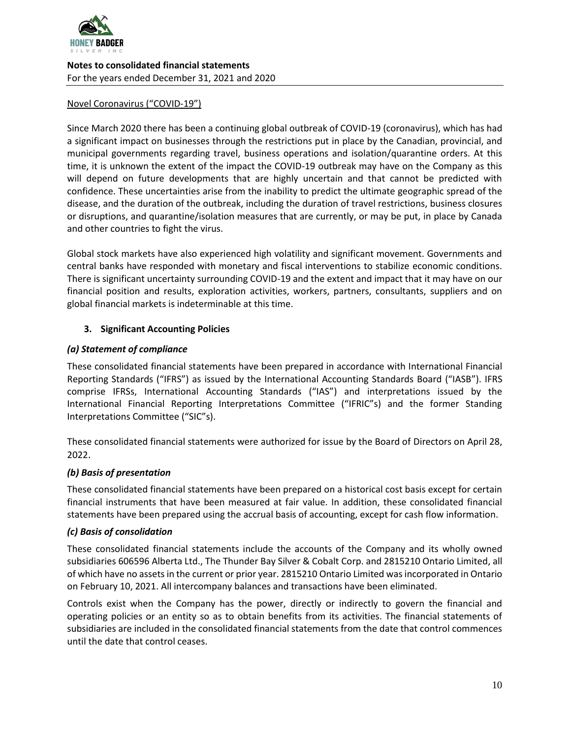Novel Coronavirus (“COVID-19”)

Since March 2020 there has been a continuing global outbreak of COVID-19 (coronavirus), which has had a significant impact on businesses through the restrictions put in place by the Canadian, provincial, and municipal governments regarding travel, business operations and isolation/quarantine orders. At this time, it is unknown the extent of the impact the COVID-19 outbreak may have on the Company as this will depend on future developments that are highly uncertain and that cannot be predicted with confidence. These uncertainties arise from the inability to predict the ultimate geographic spread of the disease, and the duration of the outbreak, including the duration of travel restrictions, business closures or disruptions, and quarantine/isolation measures that are currently, or may be put, in place by Canada and other countries to fight the virus.

Global stock markets have also experienced high volatility and significant movement. Governments and central banks have responded with monetary and fiscal interventions to stabilize economic conditions. There is significant uncertainty surrounding COVID-19 and the extent and impact that it may have on our financial position and results, exploration activities, workers, partners, consultants, suppliers and on global financial markets is indeterminable at this time.

## 3. Significant Accounting Policies

### *(a) Statement of compliance*

These consolidated financial statements have been prepared in accordance with International Financial Reporting Standards (“IFRS”) as issued by the International Accounting Standards Board (“IASB”). IFRS comprise IFRSs, International Accounting Standards (“IAS”) and interpretations issued by the International Financial Reporting Interpretations Committee (“IFRIC”s) and the former Standing Interpretations Committee (“SIC”s).

These consolidated financial statements were authorized for issue by the Board of Directors on April 28, 2022.

### *(b) Basis of presentation*

These consolidated financial statements have been prepared on a historical cost basis except for certain financial instruments that have been measured at fair value. In addition, these consolidated financial statements have been prepared using the accrual basis of accounting, except for cash flow information.

### *(c) Basis of consolidation*

These consolidated financial statements include the accounts of the Company and its wholly owned subsidiaries 606596 Alberta Ltd., The Thunder Bay Silver & Cobalt Corp. and 2815210 Ontario Limited, all of which have no assets in the current or prior year. 2815210 Ontario Limited was incorporated in Ontario on February 10, 2021. All intercompany balances and transactions have been eliminated.

Controls exist when the Company has the power, directly or indirectly to govern the financial and operating policies or an entity so as to obtain benefits from its activities. The financial statements of subsidiaries are included in the consolidated financial statements from the date that control commences until the date that control ceases.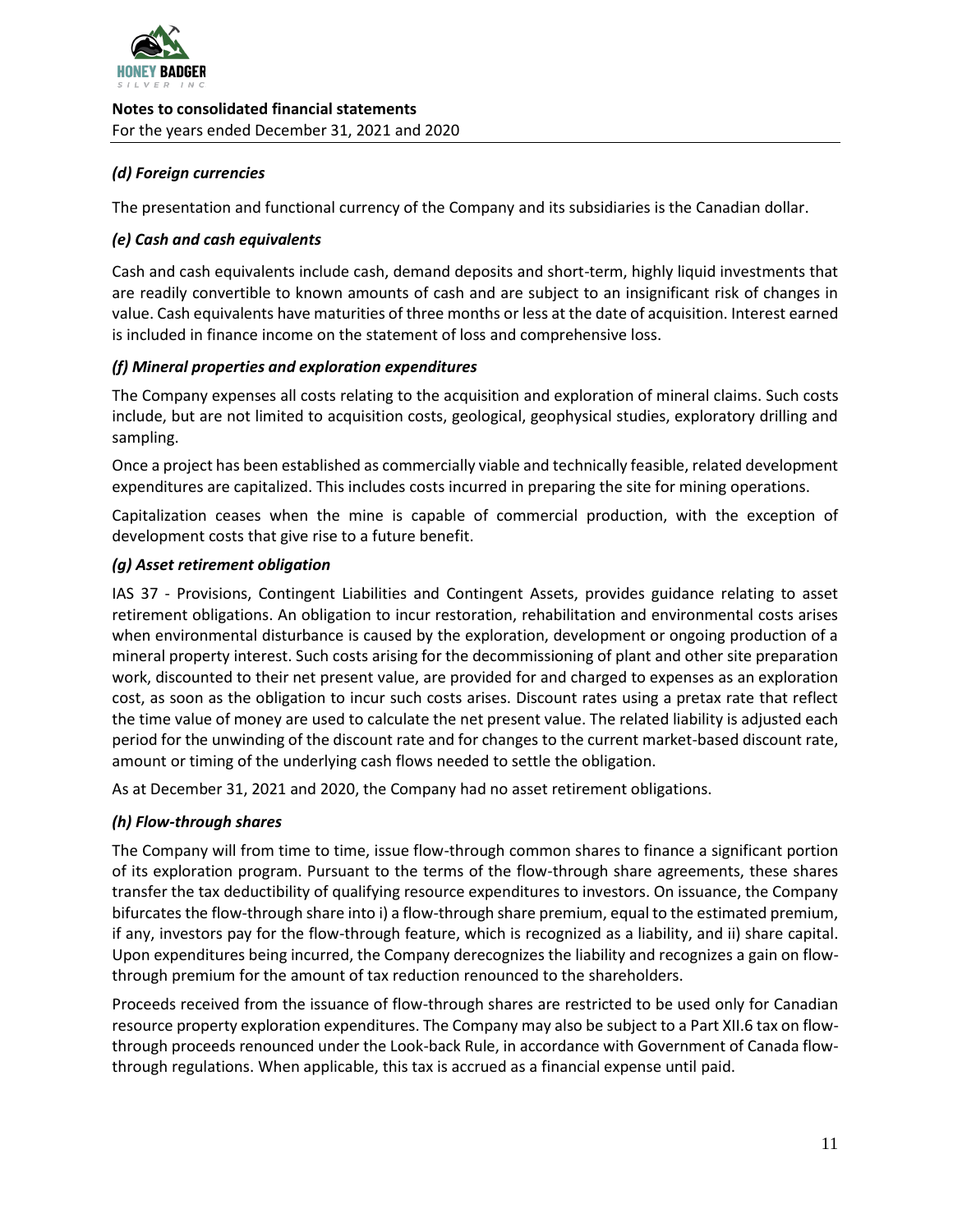### *(d) Foreign currencies*

The presentation and functional currency of the Company and its subsidiaries is the Canadian dollar.

### *(e) Cash and cash equivalents*

Cash and cash equivalents include cash, demand deposits and short-term, highly liquid investments that are readily convertible to known amounts of cash and are subject to an insignificant risk of changes in value. Cash equivalents have maturities of three months or less at the date of acquisition. Interest earned is included in finance income on the statement of loss and comprehensive loss.

### *(f) Mineral properties and exploration expenditures*

The Company expenses all costs relating to the acquisition and exploration of mineral claims. Such costs include, but are not limited to acquisition costs, geological, geophysical studies, exploratory drilling and sampling.

Once a project has been established as commercially viable and technically feasible, related development expenditures are capitalized. This includes costs incurred in preparing the site for mining operations.

Capitalization ceases when the mine is capable of commercial production, with the exception of development costs that give rise to a future benefit.

### *(g) Asset retirement obligation*

IAS 37 - Provisions, Contingent Liabilities and Contingent Assets, provides guidance relating to asset retirement obligations. An obligation to incur restoration, rehabilitation and environmental costs arises when environmental disturbance is caused by the exploration, development or ongoing production of a mineral property interest. Such costs arising for the decommissioning of plant and other site preparation work, discounted to their net present value, are provided for and charged to expenses as an exploration cost, as soon as the obligation to incur such costs arises. Discount rates using a pretax rate that reflect the time value of money are used to calculate the net present value. The related liability is adjusted each period for the unwinding of the discount rate and for changes to the current market-based discount rate, amount or timing of the underlying cash flows needed to settle the obligation.

As at December 31, 2021 and 2020, the Company had no asset retirement obligations.

### *(h) Flow-through shares*

The Company will from time to time, issue flow-through common shares to finance a significant portion of its exploration program. Pursuant to the terms of the flow-through share agreements, these shares transfer the tax deductibility of qualifying resource expenditures to investors. On issuance, the Company bifurcates the flow-through share into i) a flow-through share premium, equal to the estimated premium, if any, investors pay for the flow-through feature, which is recognized as a liability, and ii) share capital. Upon expenditures being incurred, the Company derecognizes the liability and recognizes a gain on flow-through premium for the amount of tax reduction renounced to the shareholders.

Proceeds received from the issuance of flow-through shares are restricted to be used only for Canadian resource property exploration expenditures. The Company may also be subject to a Part XII.6 tax on flow-through proceeds renounced under the Look-back Rule, in accordance with Government of Canada flow-through regulations. When applicable, this tax is accrued as a financial expense until paid.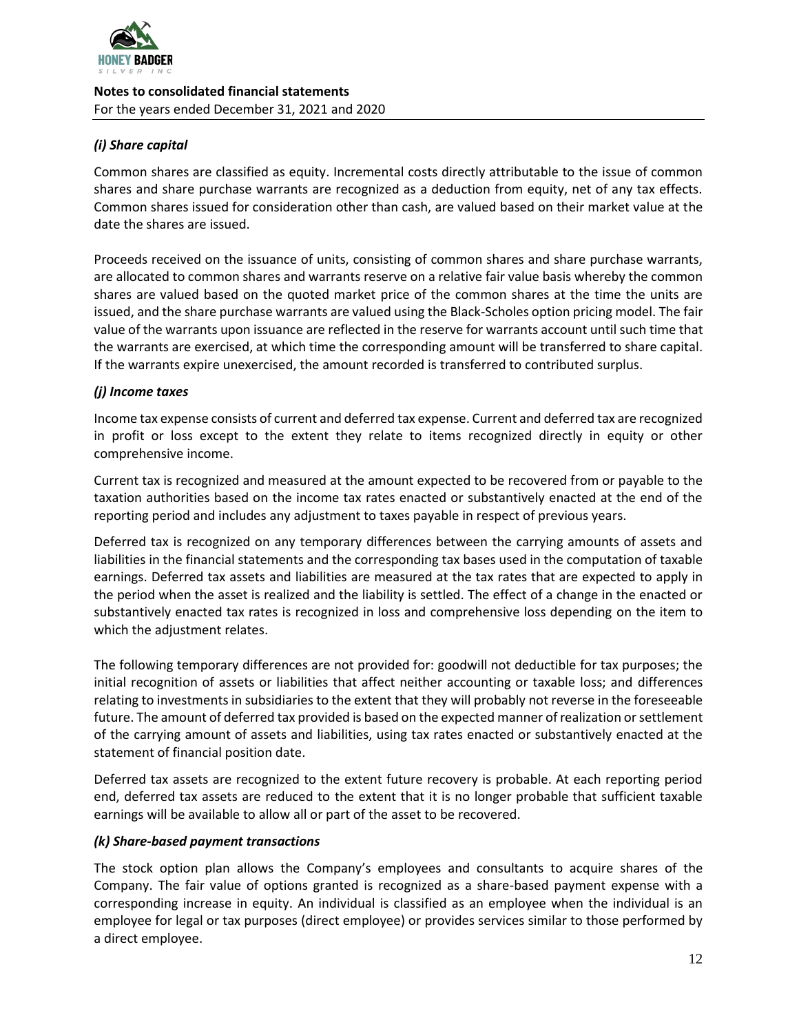### *(i) Share capital*

Common shares are classified as equity. Incremental costs directly attributable to the issue of common shares and share purchase warrants are recognized as a deduction from equity, net of any tax effects. Common shares issued for consideration other than cash, are valued based on their market value at the date the shares are issued.

Proceeds received on the issuance of units, consisting of common shares and share purchase warrants, are allocated to common shares and warrants reserve on a relative fair value basis whereby the common shares are valued based on the quoted market price of the common shares at the time the units are issued, and the share purchase warrants are valued using the Black-Scholes option pricing model. The fair value of the warrants upon issuance are reflected in the reserve for warrants account until such time that the warrants are exercised, at which time the corresponding amount will be transferred to share capital. If the warrants expire unexercised, the amount recorded is transferred to contributed surplus.

### *(j) Income taxes*

Income tax expense consists of current and deferred tax expense. Current and deferred tax are recognized in profit or loss except to the extent they relate to items recognized directly in equity or other comprehensive income.

Current tax is recognized and measured at the amount expected to be recovered from or payable to the taxation authorities based on the income tax rates enacted or substantively enacted at the end of the reporting period and includes any adjustment to taxes payable in respect of previous years.

Deferred tax is recognized on any temporary differences between the carrying amounts of assets and liabilities in the financial statements and the corresponding tax bases used in the computation of taxable earnings. Deferred tax assets and liabilities are measured at the tax rates that are expected to apply in the period when the asset is realized and the liability is settled. The effect of a change in the enacted or substantively enacted tax rates is recognized in loss and comprehensive loss depending on the item to which the adjustment relates.

The following temporary differences are not provided for: goodwill not deductible for tax purposes; the initial recognition of assets or liabilities that affect neither accounting or taxable loss; and differences relating to investments in subsidiaries to the extent that they will probably not reverse in the foreseeable future. The amount of deferred tax provided is based on the expected manner of realization or settlement of the carrying amount of assets and liabilities, using tax rates enacted or substantively enacted at the statement of financial position date.

Deferred tax assets are recognized to the extent future recovery is probable. At each reporting period end, deferred tax assets are reduced to the extent that it is no longer probable that sufficient taxable earnings will be available to allow all or part of the asset to be recovered.

### *(k) Share-based payment transactions*

The stock option plan allows the Company's employees and consultants to acquire shares of the Company. The fair value of options granted is recognized as a share-based payment expense with a corresponding increase in equity. An individual is classified as an employee when the individual is an employee for legal or tax purposes (direct employee) or provides services similar to those performed by a direct employee.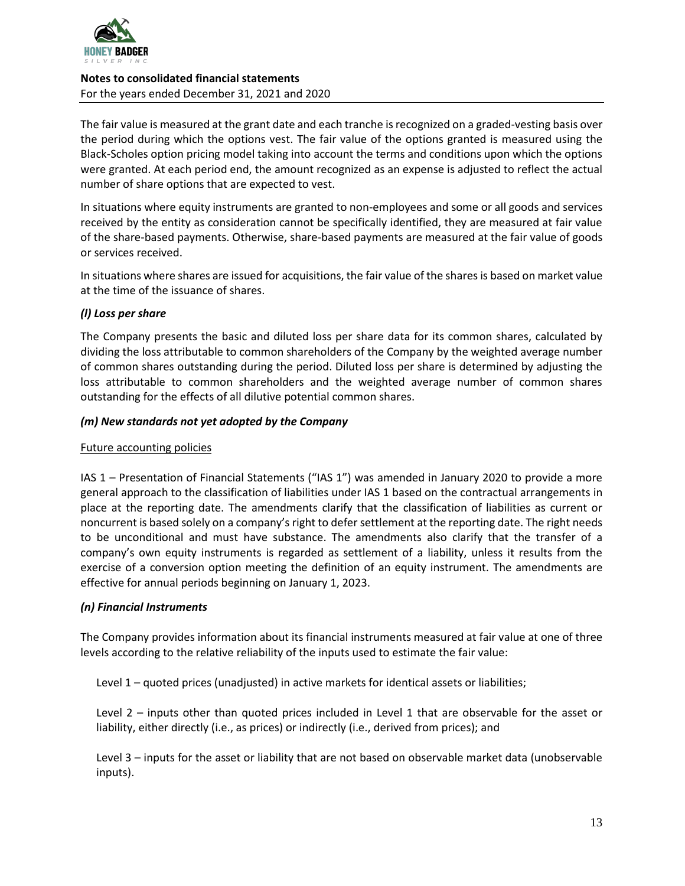The fair value is measured at the grant date and each tranche is recognized on a graded-vesting basis over the period during which the options vest. The fair value of the options granted is measured using the Black-Scholes option pricing model taking into account the terms and conditions upon which the options were granted. At each period end, the amount recognized as an expense is adjusted to reflect the actual number of share options that are expected to vest.

In situations where equity instruments are granted to non-employees and some or all goods and services received by the entity as consideration cannot be specifically identified, they are measured at fair value of the share-based payments. Otherwise, share-based payments are measured at the fair value of goods or services received.

In situations where shares are issued for acquisitions, the fair value of the shares is based on market value at the time of the issuance of shares.

### *(l) Loss per share*

The Company presents the basic and diluted loss per share data for its common shares, calculated by dividing the loss attributable to common shareholders of the Company by the weighted average number of common shares outstanding during the period. Diluted loss per share is determined by adjusting the loss attributable to common shareholders and the weighted average number of common shares outstanding for the effects of all dilutive potential common shares.

### *(m) New standards not yet adopted by the Company*

Future accounting policies

IAS 1 – Presentation of Financial Statements ("IAS 1") was amended in January 2020 to provide a more general approach to the classification of liabilities under IAS 1 based on the contractual arrangements in place at the reporting date. The amendments clarify that the classification of liabilities as current or noncurrent is based solely on a company's right to defer settlement at the reporting date. The right needs to be unconditional and must have substance. The amendments also clarify that the transfer of a company's own equity instruments is regarded as settlement of a liability, unless it results from the exercise of a conversion option meeting the definition of an equity instrument. The amendments are effective for annual periods beginning on January 1, 2023.

### *(n) Financial Instruments*

The Company provides information about its financial instruments measured at fair value at one of three levels according to the relative reliability of the inputs used to estimate the fair value:

Level 1 – quoted prices (unadjusted) in active markets for identical assets or liabilities;

Level 2 – inputs other than quoted prices included in Level 1 that are observable for the asset or liability, either directly (i.e., as prices) or indirectly (i.e., derived from prices); and

Level 3 – inputs for the asset or liability that are not based on observable market data (unobservable inputs).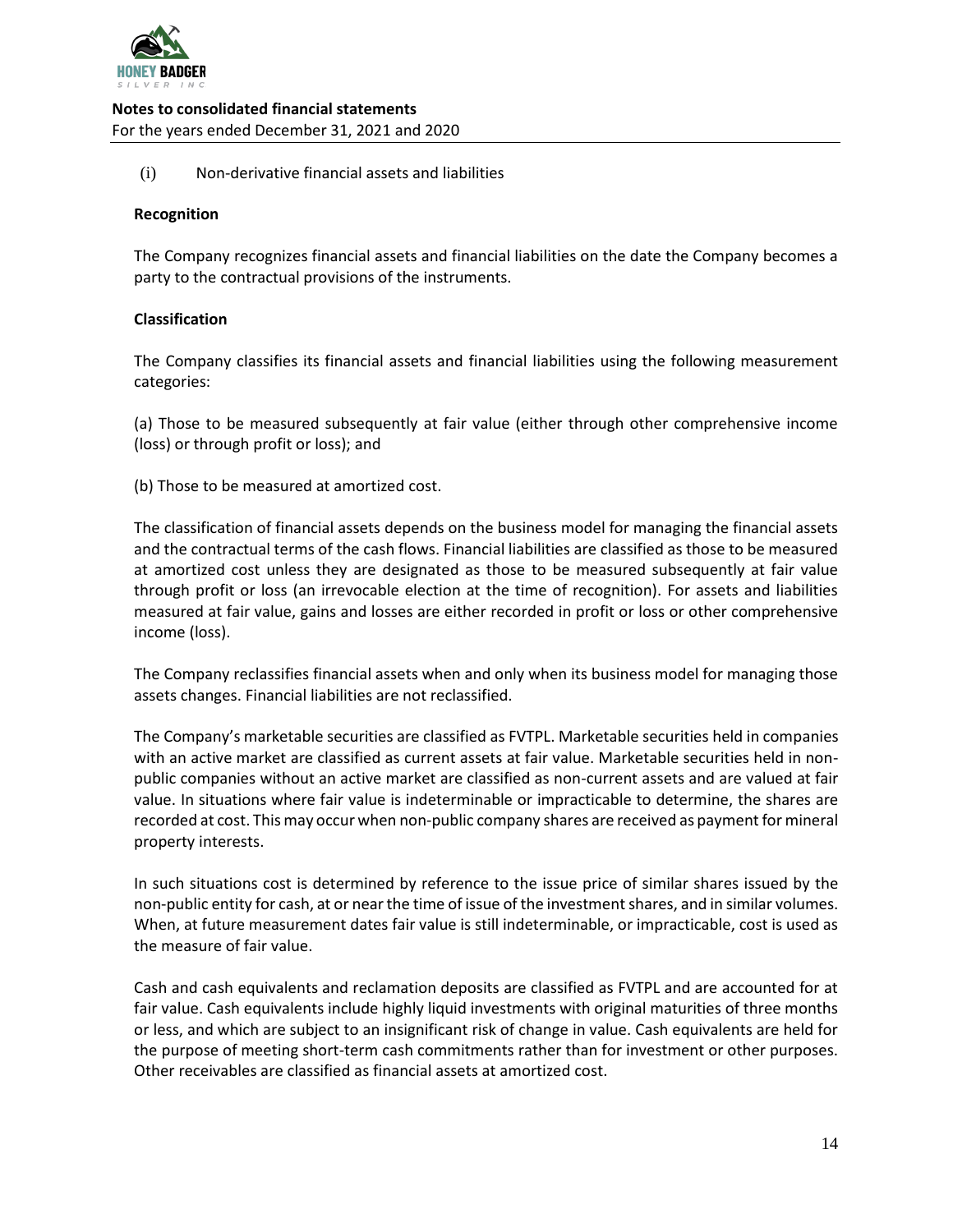(i) Non-derivative financial assets and liabilities

**Recognition**

The Company recognizes financial assets and financial liabilities on the date the Company becomes a party to the contractual provisions of the instruments.

**Classification**

The Company classifies its financial assets and financial liabilities using the following measurement categories:

(a) Those to be measured subsequently at fair value (either through other comprehensive income (loss) or through profit or loss); and

(b) Those to be measured at amortized cost.

The classification of financial assets depends on the business model for managing the financial assets and the contractual terms of the cash flows. Financial liabilities are classified as those to be measured at amortized cost unless they are designated as those to be measured subsequently at fair value through profit or loss (an irrevocable election at the time of recognition). For assets and liabilities measured at fair value, gains and losses are either recorded in profit or loss or other comprehensive income (loss).

The Company reclassifies financial assets when and only when its business model for managing those assets changes. Financial liabilities are not reclassified.

The Company's marketable securities are classified as FVTPL. Marketable securities held in companies with an active market are classified as current assets at fair value. Marketable securities held in non-public companies without an active market are classified as non-current assets and are valued at fair value. In situations where fair value is indeterminable or impracticable to determine, the shares are recorded at cost. This may occur when non-public company shares are received as payment for mineral property interests.

In such situations cost is determined by reference to the issue price of similar shares issued by the non-public entity for cash, at or near the time of issue of the investment shares, and in similar volumes. When, at future measurement dates fair value is still indeterminable, or impracticable, cost is used as the measure of fair value.

Cash and cash equivalents and reclamation deposits are classified as FVTPL and are accounted for at fair value. Cash equivalents include highly liquid investments with original maturities of three months or less, and which are subject to an insignificant risk of change in value. Cash equivalents are held for the purpose of meeting short-term cash commitments rather than for investment or other purposes. Other receivables are classified as financial assets at amortized cost.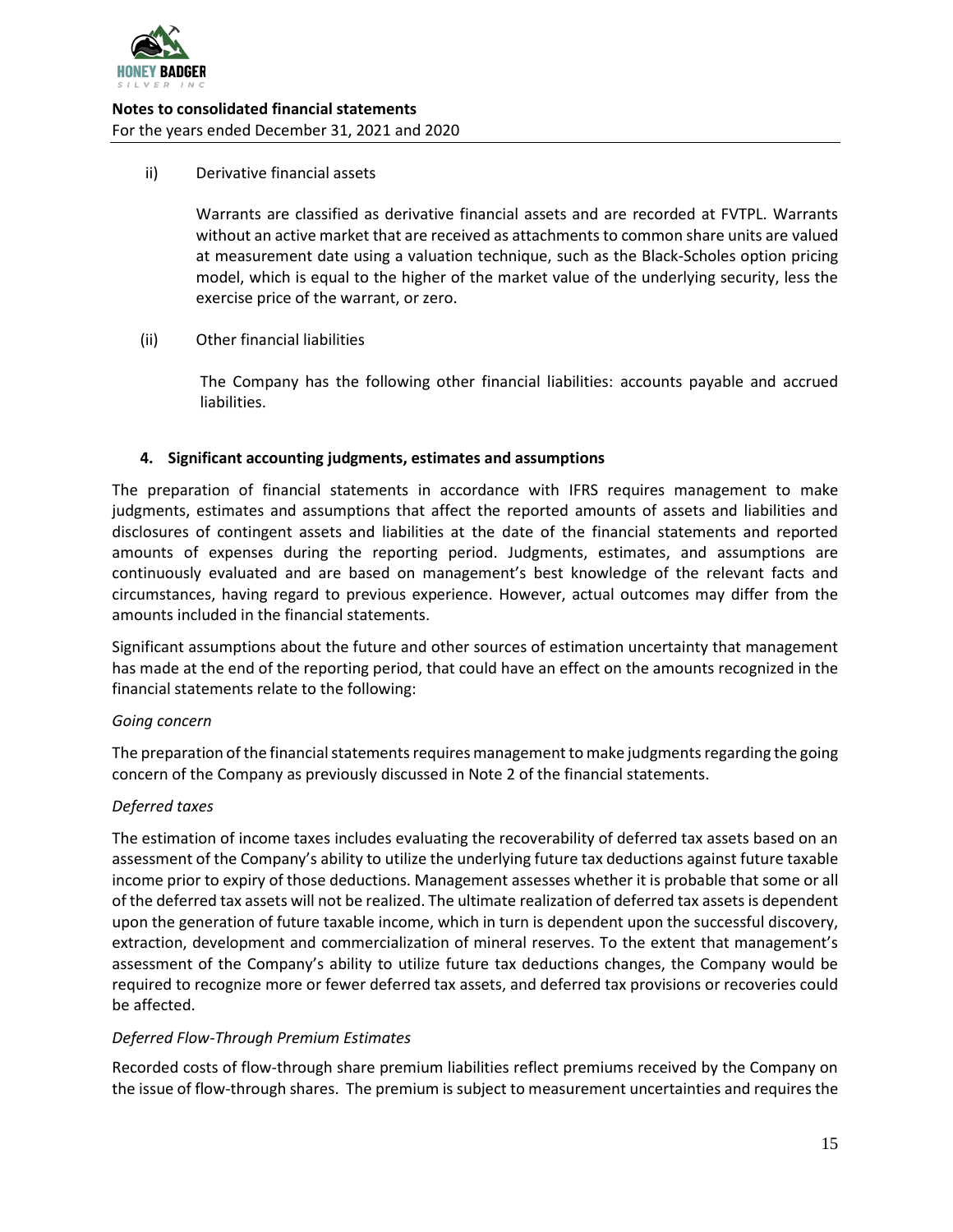ii) Derivative financial assets

Warrants are classified as derivative financial assets and are recorded at FVTPL. Warrants without an active market that are received as attachments to common share units are valued at measurement date using a valuation technique, such as the Black-Scholes option pricing model, which is equal to the higher of the market value of the underlying security, less the exercise price of the warrant, or zero.

(ii) Other financial liabilities

The Company has the following other financial liabilities: accounts payable and accrued liabilities.

### 4. Significant accounting judgments, estimates and assumptions

The preparation of financial statements in accordance with IFRS requires management to make judgments, estimates and assumptions that affect the reported amounts of assets and liabilities and disclosures of contingent assets and liabilities at the date of the financial statements and reported amounts of expenses during the reporting period. Judgments, estimates, and assumptions are continuously evaluated and are based on management's best knowledge of the relevant facts and circumstances, having regard to previous experience. However, actual outcomes may differ from the amounts included in the financial statements.

Significant assumptions about the future and other sources of estimation uncertainty that management has made at the end of the reporting period, that could have an effect on the amounts recognized in the financial statements relate to the following:

*Going concern*

The preparation of the financial statements requires management to make judgments regarding the going concern of the Company as previously discussed in Note 2 of the financial statements.

*Deferred taxes*

The estimation of income taxes includes evaluating the recoverability of deferred tax assets based on an assessment of the Company's ability to utilize the underlying future tax deductions against future taxable income prior to expiry of those deductions. Management assesses whether it is probable that some or all of the deferred tax assets will not be realized. The ultimate realization of deferred tax assets is dependent upon the generation of future taxable income, which in turn is dependent upon the successful discovery, extraction, development and commercialization of mineral reserves. To the extent that management's assessment of the Company's ability to utilize future tax deductions changes, the Company would be required to recognize more or fewer deferred tax assets, and deferred tax provisions or recoveries could be affected.

*Deferred Flow-Through Premium Estimates*

Recorded costs of flow-through share premium liabilities reflect premiums received by the Company on the issue of flow-through shares. The premium is subject to measurement uncertainties and requires the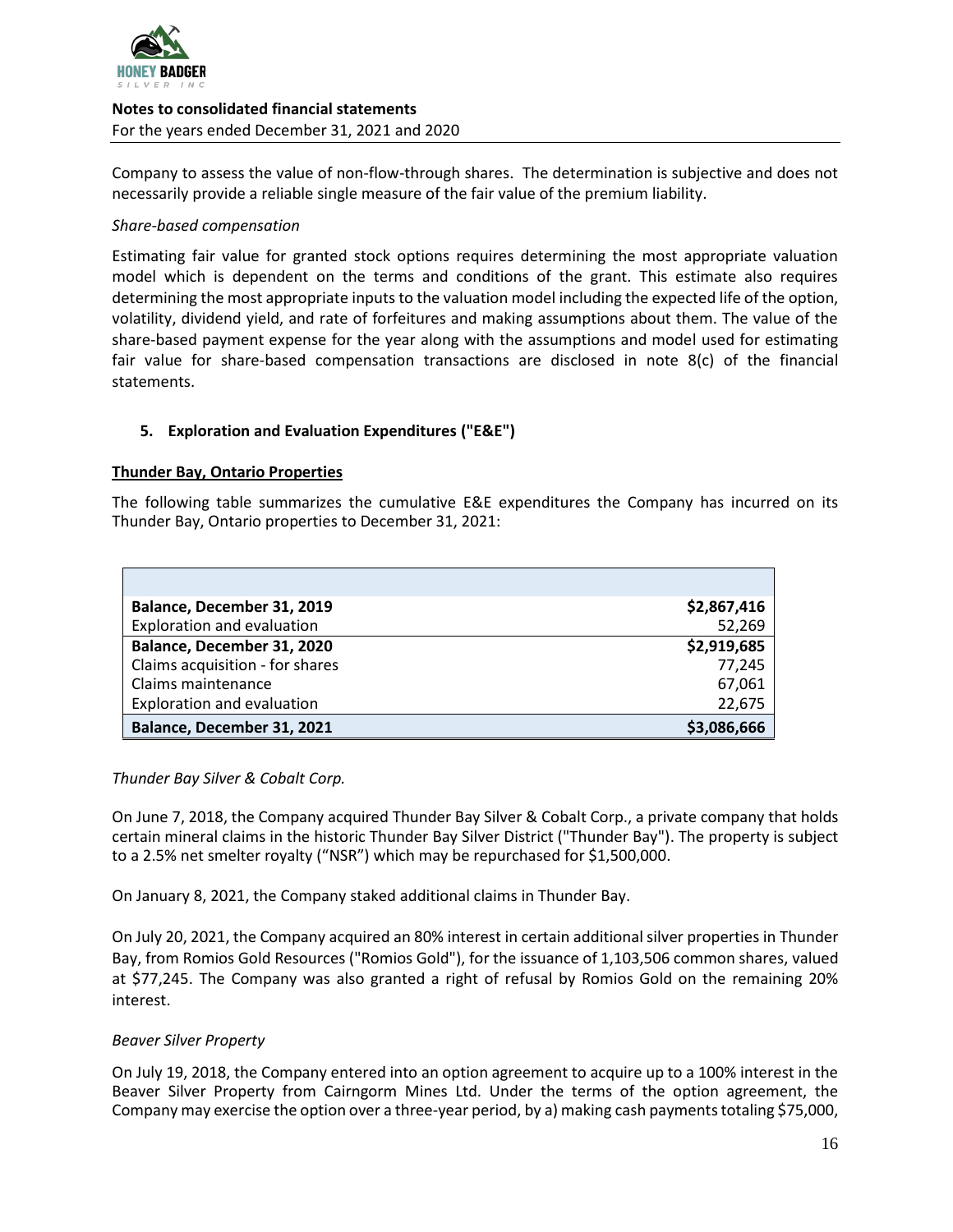Company to assess the value of non-flow-through shares. The determination is subjective and does not necessarily provide a reliable single measure of the fair value of the premium liability.

*Share-based compensation*

Estimating fair value for granted stock options requires determining the most appropriate valuation model which is dependent on the terms and conditions of the grant. This estimate also requires determining the most appropriate inputs to the valuation model including the expected life of the option, volatility, dividend yield, and rate of forfeitures and making assumptions about them. The value of the share-based payment expense for the year along with the assumptions and model used for estimating fair value for share-based compensation transactions are disclosed in note 8(c) of the financial statements.

## 5. Exploration and Evaluation Expenditures ("E&E")

**Thunder Bay, Ontario Properties**

The following table summarizes the cumulative E&E expenditures the Company has incurred on its Thunder Bay, Ontario properties to December 31, 2021:

| | |
|---|---:|
| **Balance, December 31, 2019** | **$2,867,416** |
| Exploration and evaluation | 52,269 |
| **Balance, December 31, 2020** | **$2,919,685** |
| Claims acquisition - for shares | 77,245 |
| Claims maintenance | 67,061 |
| Exploration and evaluation | 22,675 |
| **Balance, December 31, 2021** | **$3,086,666** |

*Thunder Bay Silver & Cobalt Corp.*

On June 7, 2018, the Company acquired Thunder Bay Silver & Cobalt Corp., a private company that holds certain mineral claims in the historic Thunder Bay Silver District ("Thunder Bay"). The property is subject to a 2.5% net smelter royalty ("NSR") which may be repurchased for $1,500,000.

On January 8, 2021, the Company staked additional claims in Thunder Bay.

On July 20, 2021, the Company acquired an 80% interest in certain additional silver properties in Thunder Bay, from Romios Gold Resources ("Romios Gold"), for the issuance of 1,103,506 common shares, valued at $77,245. The Company was also granted a right of refusal by Romios Gold on the remaining 20% interest.

*Beaver Silver Property*

On July 19, 2018, the Company entered into an option agreement to acquire up to a 100% interest in the Beaver Silver Property from Cairngorm Mines Ltd. Under the terms of the option agreement, the Company may exercise the option over a three-year period, by a) making cash payments totaling $75,000,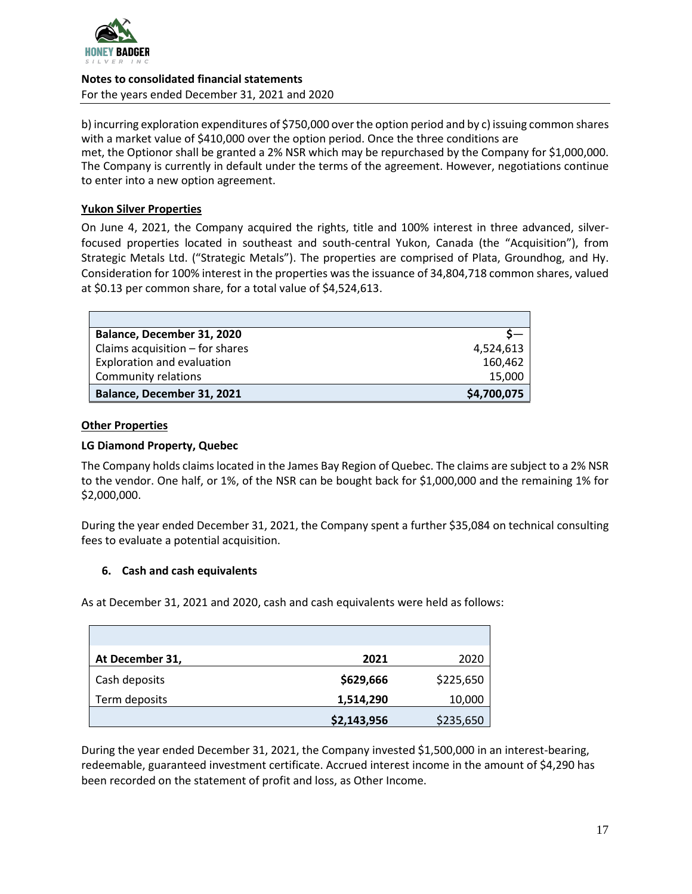b) incurring exploration expenditures of $750,000 over the option period and by c) issuing common shares with a market value of $410,000 over the option period. Once the three conditions are met, the Optionor shall be granted a 2% NSR which may be repurchased by the Company for $1,000,000. The Company is currently in default under the terms of the agreement. However, negotiations continue to enter into a new option agreement.

**Yukon Silver Properties**

On June 4, 2021, the Company acquired the rights, title and 100% interest in three advanced, silver-focused properties located in southeast and south-central Yukon, Canada (the "Acquisition"), from Strategic Metals Ltd. ("Strategic Metals"). The properties are comprised of Plata, Groundhog, and Hy. Consideration for 100% interest in the properties was the issuance of 34,804,718 common shares, valued at $0.13 per common share, for a total value of $4,524,613.

| | |
|---|---|
| **Balance, December 31, 2020** | $— |
| Claims acquisition – for shares | 4,524,613 |
| Exploration and evaluation | 160,462 |
| Community relations | 15,000 |
| **Balance, December 31, 2021** | **$4,700,075** |

**Other Properties**

**LG Diamond Property, Quebec**

The Company holds claims located in the James Bay Region of Quebec. The claims are subject to a 2% NSR to the vendor. One half, or 1%, of the NSR can be bought back for $1,000,000 and the remaining 1% for $2,000,000.

During the year ended December 31, 2021, the Company spent a further $35,084 on technical consulting fees to evaluate a potential acquisition.

## 6. Cash and cash equivalents

As at December 31, 2021 and 2020, cash and cash equivalents were held as follows:

| At December 31, | 2021 | 2020 |
|---|---|---|
| Cash deposits | **$629,666** | $225,650 |
| Term deposits | **1,514,290** | 10,000 |
| | **$2,143,956** | $235,650 |

During the year ended December 31, 2021, the Company invested $1,500,000 in an interest-bearing, redeemable, guaranteed investment certificate. Accrued interest income in the amount of $4,290 has been recorded on the statement of profit and loss, as Other Income.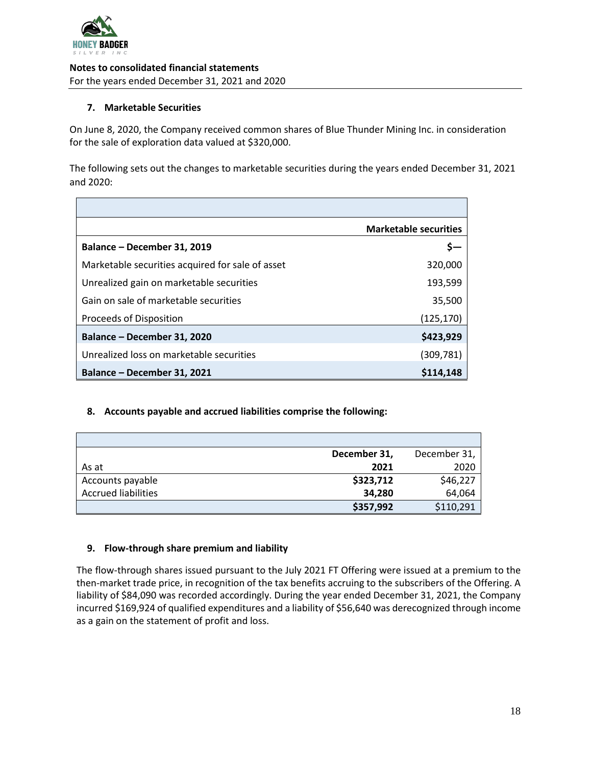## 7. Marketable Securities

On June 8, 2020, the Company received common shares of Blue Thunder Mining Inc. in consideration for the sale of exploration data valued at $320,000.

The following sets out the changes to marketable securities during the years ended December 31, 2021 and 2020:

| | Marketable securities |
|---|---|
| **Balance – December 31, 2019** | **$—** |
| Marketable securities acquired for sale of asset | 320,000 |
| Unrealized gain on marketable securities | 193,599 |
| Gain on sale of marketable securities | 35,500 |
| Proceeds of Disposition | (125,170) |
| **Balance – December 31, 2020** | **$423,929** |
| Unrealized loss on marketable securities | (309,781) |
| **Balance – December 31, 2021** | **$114,148** |

## 8. Accounts payable and accrued liabilities comprise the following:

| As at | **December 31, 2021** | December 31, 2020 |
|---|---|---|
| Accounts payable | **$323,712** | $46,227 |
| Accrued liabilities | **34,280** | 64,064 |
| | **$357,992** | $110,291 |

## 9. Flow-through share premium and liability

The flow-through shares issued pursuant to the July 2021 FT Offering were issued at a premium to the then-market trade price, in recognition of the tax benefits accruing to the subscribers of the Offering. A liability of $84,090 was recorded accordingly. During the year ended December 31, 2021, the Company incurred $169,924 of qualified expenditures and a liability of $56,640 was derecognized through income as a gain on the statement of profit and loss.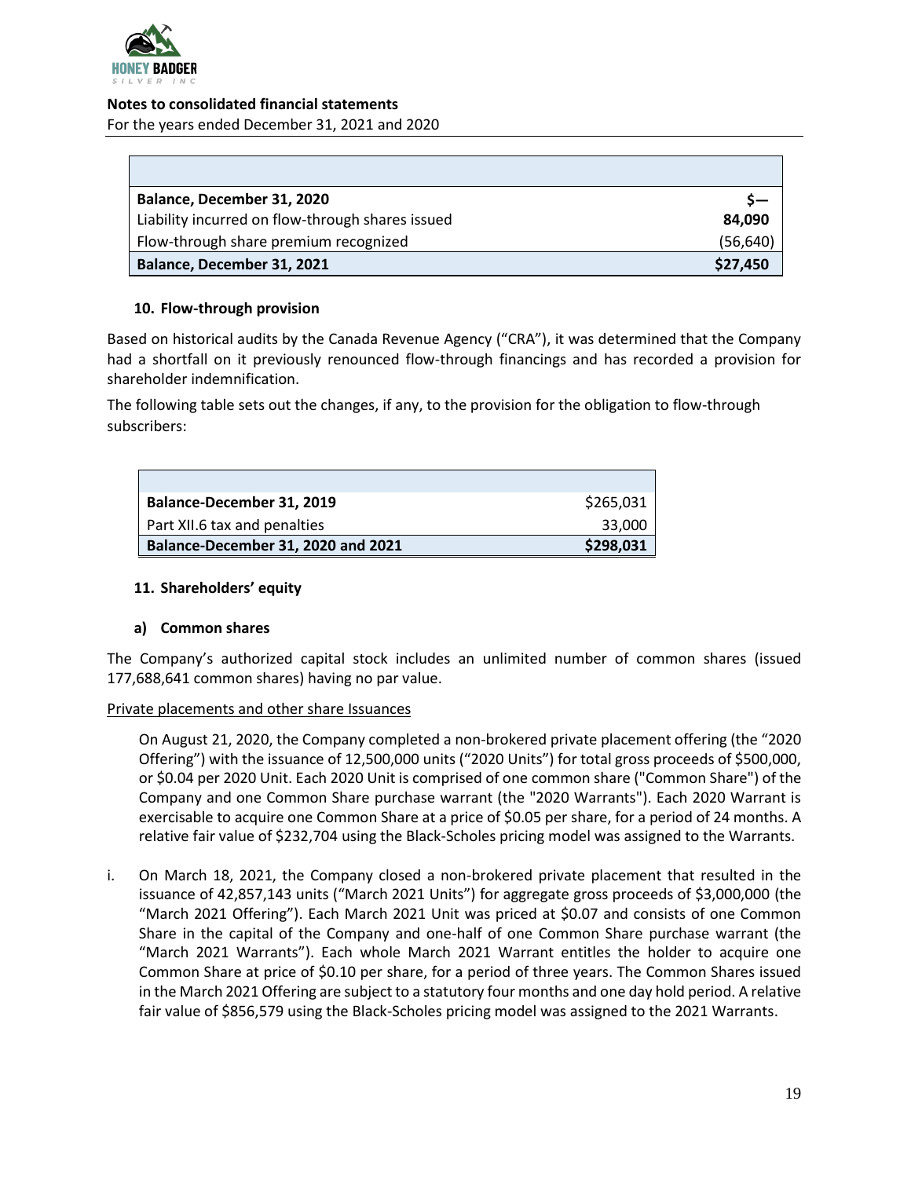| | |
|---|---|
| **Balance, December 31, 2020** | **$—** |
| Liability incurred on flow-through shares issued | **84,090** |
| Flow-through share premium recognized | (56,640) |
| **Balance, December 31, 2021** | **$27,450** |

**10. Flow-through provision**

Based on historical audits by the Canada Revenue Agency ("CRA"), it was determined that the Company had a shortfall on it previously renounced flow-through financings and has recorded a provision for shareholder indemnification.

The following table sets out the changes, if any, to the provision for the obligation to flow-through subscribers:

| | |
|---|---|
| **Balance-December 31, 2019** | $265,031 |
| Part XII.6 tax and penalties | 33,000 |
| **Balance-December 31, 2020 and 2021** | **$298,031** |

**11. Shareholders' equity**

**a) Common shares**

The Company's authorized capital stock includes an unlimited number of common shares (issued 177,688,641 common shares) having no par value.

Private placements and other share Issuances

On August 21, 2020, the Company completed a non-brokered private placement offering (the "2020 Offering") with the issuance of 12,500,000 units ("2020 Units") for total gross proceeds of $500,000, or $0.04 per 2020 Unit. Each 2020 Unit is comprised of one common share ("Common Share") of the Company and one Common Share purchase warrant (the "2020 Warrants"). Each 2020 Warrant is exercisable to acquire one Common Share at a price of $0.05 per share, for a period of 24 months. A relative fair value of $232,704 using the Black-Scholes pricing model was assigned to the Warrants.

i. On March 18, 2021, the Company closed a non-brokered private placement that resulted in the issuance of 42,857,143 units ("March 2021 Units") for aggregate gross proceeds of $3,000,000 (the "March 2021 Offering"). Each March 2021 Unit was priced at $0.07 and consists of one Common Share in the capital of the Company and one-half of one Common Share purchase warrant (the "March 2021 Warrants"). Each whole March 2021 Warrant entitles the holder to acquire one Common Share at price of $0.10 per share, for a period of three years. The Common Shares issued in the March 2021 Offering are subject to a statutory four months and one day hold period. A relative fair value of $856,579 using the Black-Scholes pricing model was assigned to the 2021 Warrants.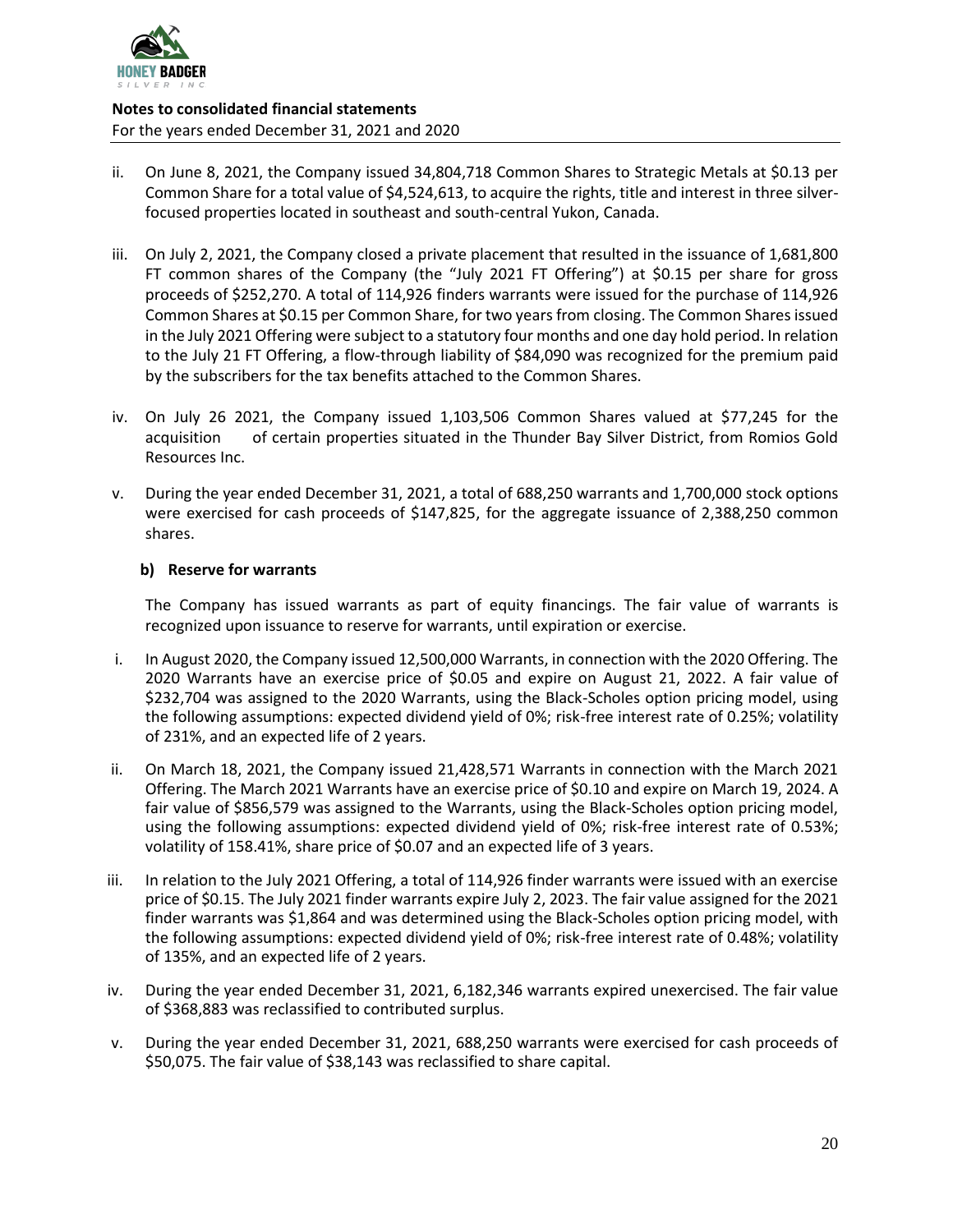ii. On June 8, 2021, the Company issued 34,804,718 Common Shares to Strategic Metals at \$0.13 per Common Share for a total value of \$4,524,613, to acquire the rights, title and interest in three silver-focused properties located in southeast and south-central Yukon, Canada.

iii. On July 2, 2021, the Company closed a private placement that resulted in the issuance of 1,681,800 FT common shares of the Company (the "July 2021 FT Offering") at \$0.15 per share for gross proceeds of \$252,270. A total of 114,926 finders warrants were issued for the purchase of 114,926 Common Shares at \$0.15 per Common Share, for two years from closing. The Common Shares issued in the July 2021 Offering were subject to a statutory four months and one day hold period. In relation to the July 21 FT Offering, a flow-through liability of \$84,090 was recognized for the premium paid by the subscribers for the tax benefits attached to the Common Shares.

iv. On July 26 2021, the Company issued 1,103,506 Common Shares valued at \$77,245 for the acquisition of certain properties situated in the Thunder Bay Silver District, from Romios Gold Resources Inc.

v. During the year ended December 31, 2021, a total of 688,250 warrants and 1,700,000 stock options were exercised for cash proceeds of \$147,825, for the aggregate issuance of 2,388,250 common shares.

**b) Reserve for warrants**

The Company has issued warrants as part of equity financings. The fair value of warrants is recognized upon issuance to reserve for warrants, until expiration or exercise.

i. In August 2020, the Company issued 12,500,000 Warrants, in connection with the 2020 Offering. The 2020 Warrants have an exercise price of \$0.05 and expire on August 21, 2022. A fair value of \$232,704 was assigned to the 2020 Warrants, using the Black-Scholes option pricing model, using the following assumptions: expected dividend yield of 0%; risk-free interest rate of 0.25%; volatility of 231%, and an expected life of 2 years.

ii. On March 18, 2021, the Company issued 21,428,571 Warrants in connection with the March 2021 Offering. The March 2021 Warrants have an exercise price of \$0.10 and expire on March 19, 2024. A fair value of \$856,579 was assigned to the Warrants, using the Black-Scholes option pricing model, using the following assumptions: expected dividend yield of 0%; risk-free interest rate of 0.53%; volatility of 158.41%, share price of \$0.07 and an expected life of 3 years.

iii. In relation to the July 2021 Offering, a total of 114,926 finder warrants were issued with an exercise price of \$0.15. The July 2021 finder warrants expire July 2, 2023. The fair value assigned for the 2021 finder warrants was \$1,864 and was determined using the Black-Scholes option pricing model, with the following assumptions: expected dividend yield of 0%; risk-free interest rate of 0.48%; volatility of 135%, and an expected life of 2 years.

iv. During the year ended December 31, 2021, 6,182,346 warrants expired unexercised. The fair value of \$368,883 was reclassified to contributed surplus.

v. During the year ended December 31, 2021, 688,250 warrants were exercised for cash proceeds of \$50,075. The fair value of \$38,143 was reclassified to share capital.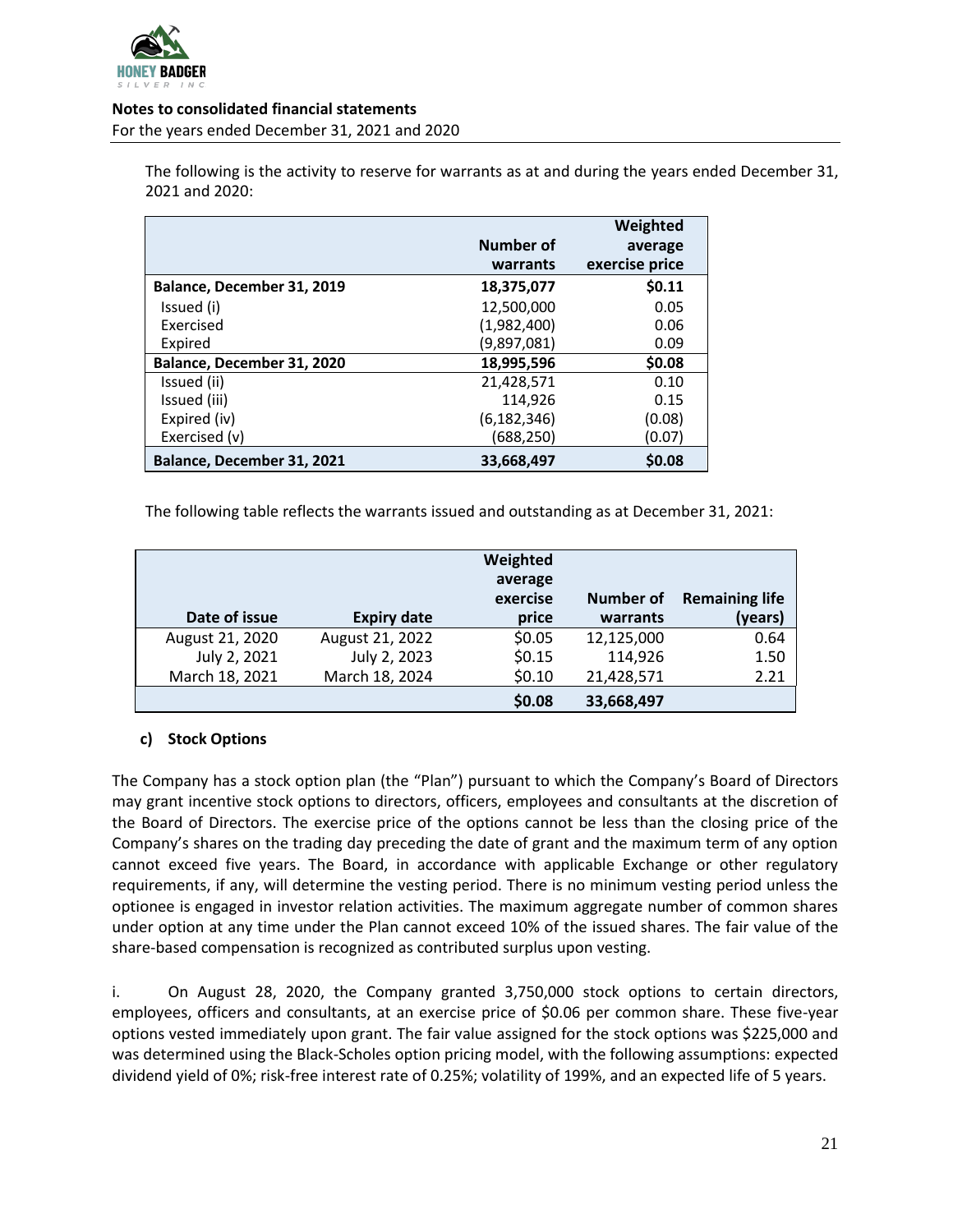The following is the activity to reserve for warrants as at and during the years ended December 31, 2021 and 2020:

| | Number of warrants | Weighted average exercise price |
|---|---|---|
| **Balance, December 31, 2019** | **18,375,077** | **$0.11** |
| Issued (i) | 12,500,000 | 0.05 |
| Exercised | (1,982,400) | 0.06 |
| Expired | (9,897,081) | 0.09 |
| **Balance, December 31, 2020** | **18,995,596** | **$0.08** |
| Issued (ii) | 21,428,571 | 0.10 |
| Issued (iii) | 114,926 | 0.15 |
| Expired (iv) | (6,182,346) | (0.08) |
| Exercised (v) | (688,250) | (0.07) |
| **Balance, December 31, 2021** | **33,668,497** | **$0.08** |

The following table reflects the warrants issued and outstanding as at December 31, 2021:

| Date of issue | Expiry date | Weighted average exercise price | Number of warrants | Remaining life (years) |
|---|---|---|---|---|
| August 21, 2020 | August 21, 2022 | $0.05 | 12,125,000 | 0.64 |
| July 2, 2021 | July 2, 2023 | $0.15 | 114,926 | 1.50 |
| March 18, 2021 | March 18, 2024 | $0.10 | 21,428,571 | 2.21 |
| | | **$0.08** | **33,668,497** | |

#### c) Stock Options

The Company has a stock option plan (the "Plan") pursuant to which the Company's Board of Directors may grant incentive stock options to directors, officers, employees and consultants at the discretion of the Board of Directors. The exercise price of the options cannot be less than the closing price of the Company's shares on the trading day preceding the date of grant and the maximum term of any option cannot exceed five years. The Board, in accordance with applicable Exchange or other regulatory requirements, if any, will determine the vesting period. There is no minimum vesting period unless the optionee is engaged in investor relation activities. The maximum aggregate number of common shares under option at any time under the Plan cannot exceed 10% of the issued shares. The fair value of the share-based compensation is recognized as contributed surplus upon vesting.

i. On August 28, 2020, the Company granted 3,750,000 stock options to certain directors, employees, officers and consultants, at an exercise price of $0.06 per common share. These five-year options vested immediately upon grant. The fair value assigned for the stock options was $225,000 and was determined using the Black-Scholes option pricing model, with the following assumptions: expected dividend yield of 0%; risk-free interest rate of 0.25%; volatility of 199%, and an expected life of 5 years.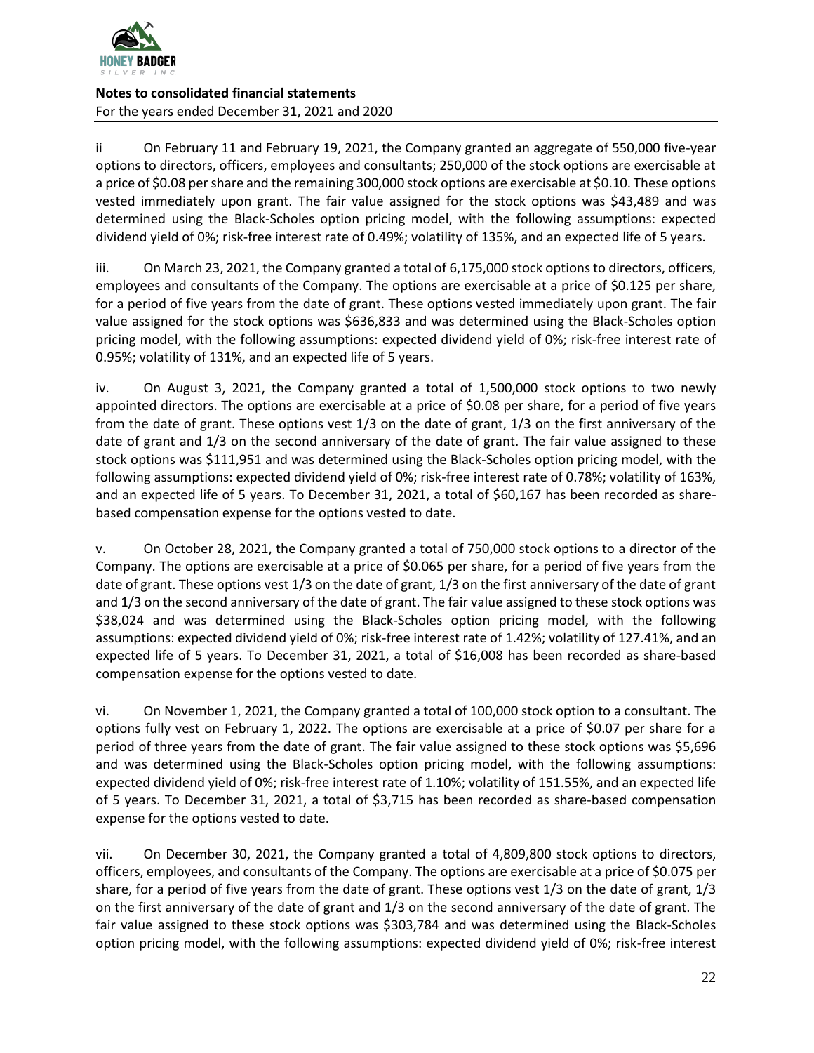ii On February 11 and February 19, 2021, the Company granted an aggregate of 550,000 five-year options to directors, officers, employees and consultants; 250,000 of the stock options are exercisable at a price of $0.08 per share and the remaining 300,000 stock options are exercisable at $0.10. These options vested immediately upon grant. The fair value assigned for the stock options was $43,489 and was determined using the Black-Scholes option pricing model, with the following assumptions: expected dividend yield of 0%; risk-free interest rate of 0.49%; volatility of 135%, and an expected life of 5 years.

iii. On March 23, 2021, the Company granted a total of 6,175,000 stock options to directors, officers, employees and consultants of the Company. The options are exercisable at a price of $0.125 per share, for a period of five years from the date of grant. These options vested immediately upon grant. The fair value assigned for the stock options was $636,833 and was determined using the Black-Scholes option pricing model, with the following assumptions: expected dividend yield of 0%; risk-free interest rate of 0.95%; volatility of 131%, and an expected life of 5 years.

iv. On August 3, 2021, the Company granted a total of 1,500,000 stock options to two newly appointed directors. The options are exercisable at a price of $0.08 per share, for a period of five years from the date of grant. These options vest 1/3 on the date of grant, 1/3 on the first anniversary of the date of grant and 1/3 on the second anniversary of the date of grant. The fair value assigned to these stock options was $111,951 and was determined using the Black-Scholes option pricing model, with the following assumptions: expected dividend yield of 0%; risk-free interest rate of 0.78%; volatility of 163%, and an expected life of 5 years. To December 31, 2021, a total of $60,167 has been recorded as share-based compensation expense for the options vested to date.

v. On October 28, 2021, the Company granted a total of 750,000 stock options to a director of the Company. The options are exercisable at a price of $0.065 per share, for a period of five years from the date of grant. These options vest 1/3 on the date of grant, 1/3 on the first anniversary of the date of grant and 1/3 on the second anniversary of the date of grant. The fair value assigned to these stock options was $38,024 and was determined using the Black-Scholes option pricing model, with the following assumptions: expected dividend yield of 0%; risk-free interest rate of 1.42%; volatility of 127.41%, and an expected life of 5 years. To December 31, 2021, a total of $16,008 has been recorded as share-based compensation expense for the options vested to date.

vi. On November 1, 2021, the Company granted a total of 100,000 stock option to a consultant. The options fully vest on February 1, 2022. The options are exercisable at a price of $0.07 per share for a period of three years from the date of grant. The fair value assigned to these stock options was $5,696 and was determined using the Black-Scholes option pricing model, with the following assumptions: expected dividend yield of 0%; risk-free interest rate of 1.10%; volatility of 151.55%, and an expected life of 5 years. To December 31, 2021, a total of $3,715 has been recorded as share-based compensation expense for the options vested to date.

vii. On December 30, 2021, the Company granted a total of 4,809,800 stock options to directors, officers, employees, and consultants of the Company. The options are exercisable at a price of $0.075 per share, for a period of five years from the date of grant. These options vest 1/3 on the date of grant, 1/3 on the first anniversary of the date of grant and 1/3 on the second anniversary of the date of grant. The fair value assigned to these stock options was $303,784 and was determined using the Black-Scholes option pricing model, with the following assumptions: expected dividend yield of 0%; risk-free interest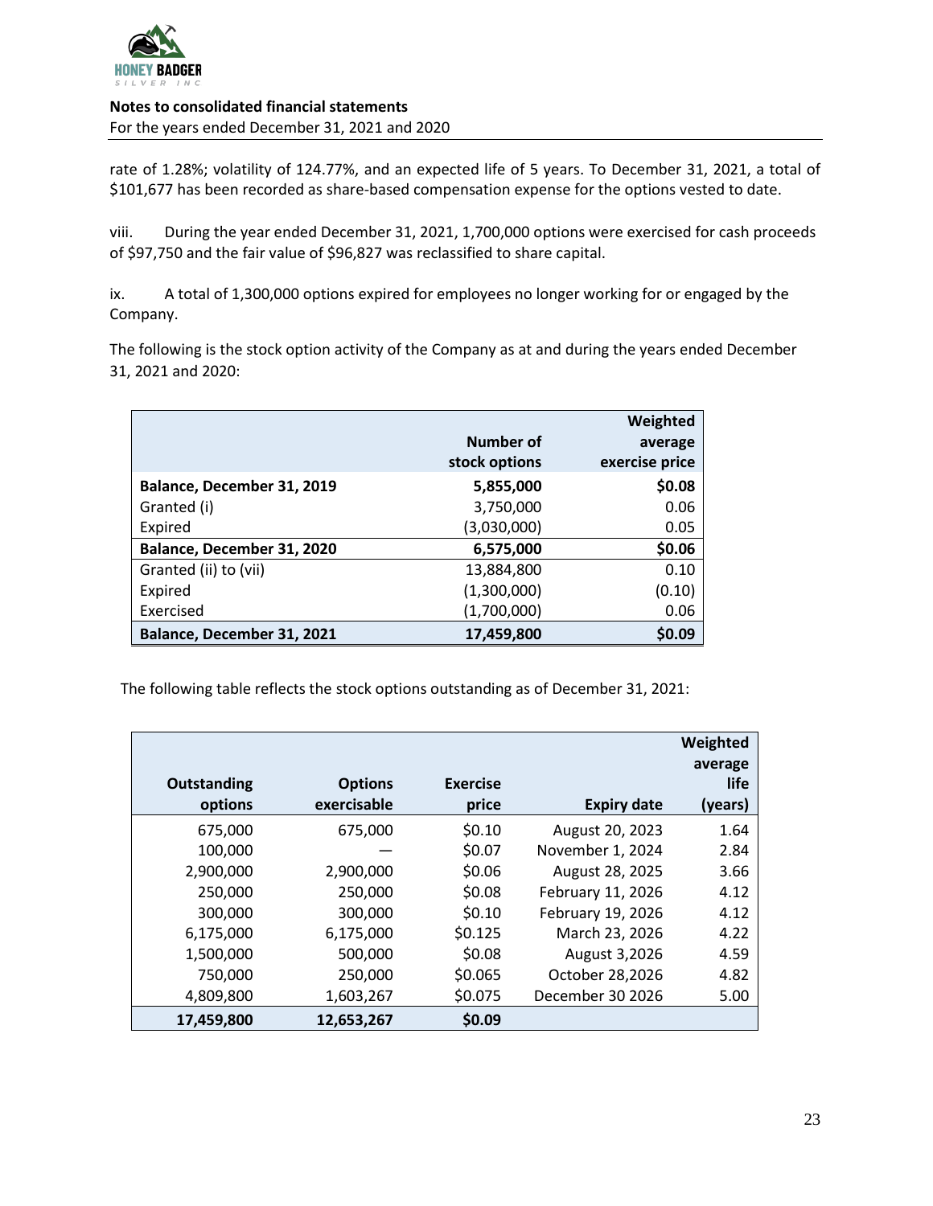rate of 1.28%; volatility of 124.77%, and an expected life of 5 years. To December 31, 2021, a total of $101,677 has been recorded as share-based compensation expense for the options vested to date.

viii. During the year ended December 31, 2021, 1,700,000 options were exercised for cash proceeds of $97,750 and the fair value of $96,827 was reclassified to share capital.

ix. A total of 1,300,000 options expired for employees no longer working for or engaged by the Company.

The following is the stock option activity of the Company as at and during the years ended December 31, 2021 and 2020:

| | Number of stock options | Weighted average exercise price |
|---|---|---|
| **Balance, December 31, 2019** | **5,855,000** | **$0.08** |
| Granted (i) | 3,750,000 | 0.06 |
| Expired | (3,030,000) | 0.05 |
| **Balance, December 31, 2020** | **6,575,000** | **$0.06** |
| Granted (ii) to (vii) | 13,884,800 | 0.10 |
| Expired | (1,300,000) | (0.10) |
| Exercised | (1,700,000) | 0.06 |
| **Balance, December 31, 2021** | **17,459,800** | **$0.09** |

The following table reflects the stock options outstanding as of December 31, 2021:

| Outstanding options | Options exercisable | Exercise price | Expiry date | Weighted average life (years) |
|---|---|---|---|---|
| 675,000 | 675,000 | $0.10 | August 20, 2023 | 1.64 |
| 100,000 | — | $0.07 | November 1, 2024 | 2.84 |
| 2,900,000 | 2,900,000 | $0.06 | August 28, 2025 | 3.66 |
| 250,000 | 250,000 | $0.08 | February 11, 2026 | 4.12 |
| 300,000 | 300,000 | $0.10 | February 19, 2026 | 4.12 |
| 6,175,000 | 6,175,000 | $0.125 | March 23, 2026 | 4.22 |
| 1,500,000 | 500,000 | $0.08 | August 3,2026 | 4.59 |
| 750,000 | 250,000 | $0.065 | October 28,2026 | 4.82 |
| 4,809,800 | 1,603,267 | $0.075 | December 30 2026 | 5.00 |
| **17,459,800** | **12,653,267** | **$0.09** | | |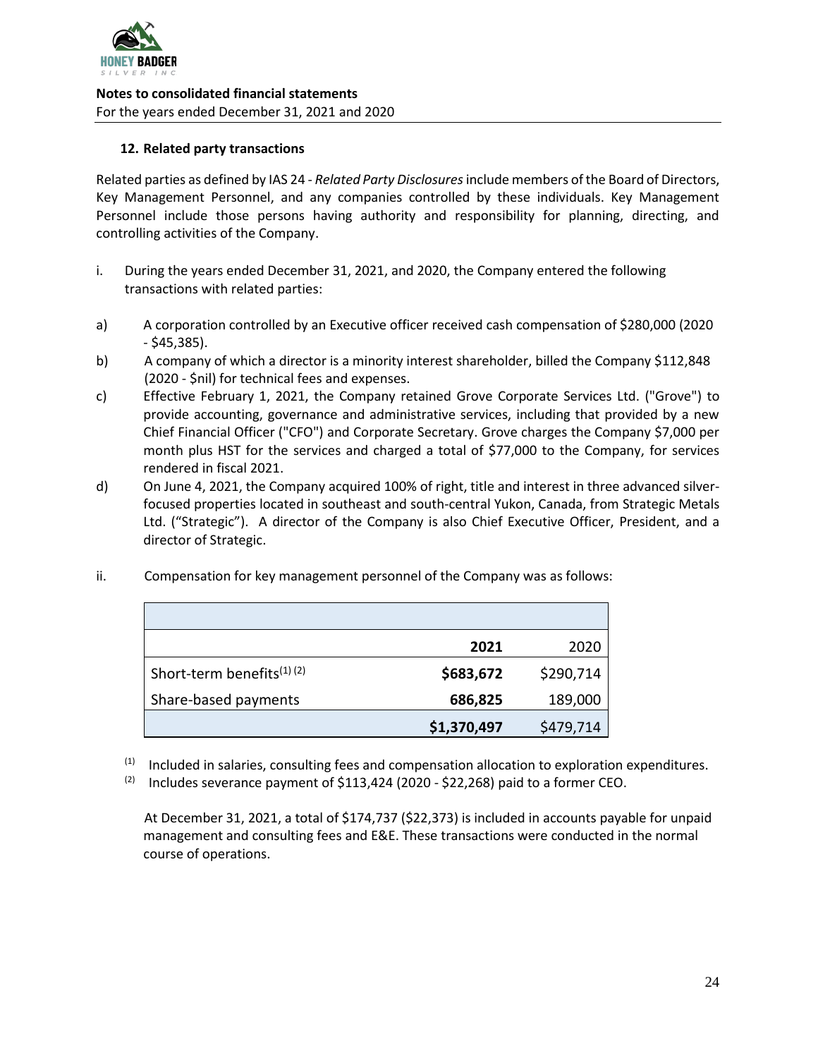**Notes to consolidated financial statements**
For the years ended December 31, 2021 and 2020

## 12. Related party transactions

Related parties as defined by IAS 24 - *Related Party Disclosures* include members of the Board of Directors, Key Management Personnel, and any companies controlled by these individuals. Key Management Personnel include those persons having authority and responsibility for planning, directing, and controlling activities of the Company.

i. During the years ended December 31, 2021, and 2020, the Company entered the following transactions with related parties:

a) A corporation controlled by an Executive officer received cash compensation of $280,000 (2020 - $45,385).

b) A company of which a director is a minority interest shareholder, billed the Company $112,848 (2020 - $nil) for technical fees and expenses.

c) Effective February 1, 2021, the Company retained Grove Corporate Services Ltd. ("Grove") to provide accounting, governance and administrative services, including that provided by a new Chief Financial Officer ("CFO") and Corporate Secretary. Grove charges the Company $7,000 per month plus HST for the services and charged a total of $77,000 to the Company, for services rendered in fiscal 2021.

d) On June 4, 2021, the Company acquired 100% of right, title and interest in three advanced silver-focused properties located in southeast and south-central Yukon, Canada, from Strategic Metals Ltd. ("Strategic"). A director of the Company is also Chief Executive Officer, President, and a director of Strategic.

ii. Compensation for key management personnel of the Company was as follows:

| | 2021 | 2020 |
|---|---|---|
| Short-term benefits[1] [2] | **$683,672** | $290,714 |
| Share-based payments | **686,825** | 189,000 |
| | **$1,370,497** | $479,714 |

[1] Included in salaries, consulting fees and compensation allocation to exploration expenditures.

[2] Includes severance payment of $113,424 (2020 - $22,268) paid to a former CEO.

At December 31, 2021, a total of $174,737 ($22,373) is included in accounts payable for unpaid management and consulting fees and E&E. These transactions were conducted in the normal course of operations.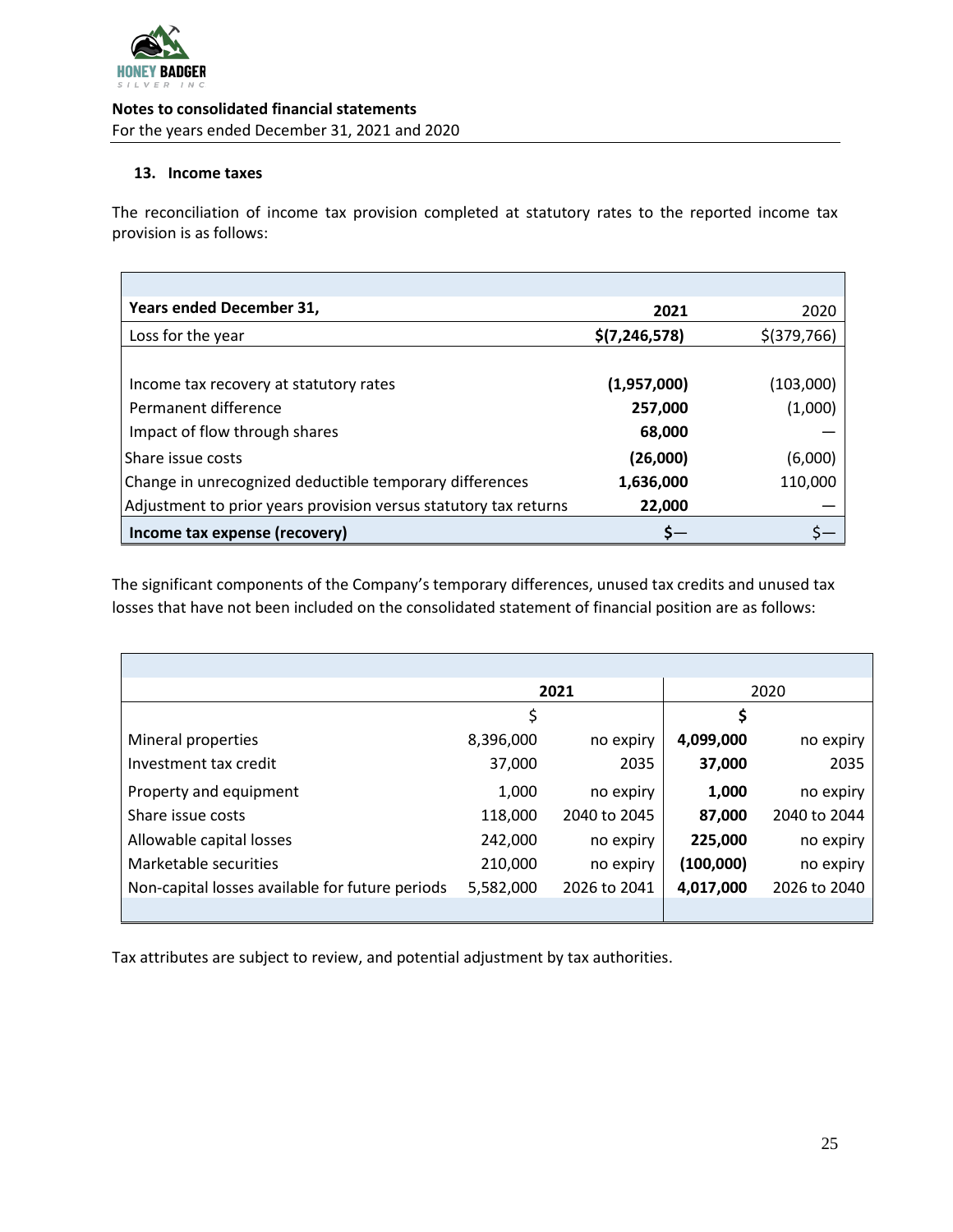**Notes to consolidated financial statements**
For the years ended December 31, 2021 and 2020

### 13. Income taxes

The reconciliation of income tax provision completed at statutory rates to the reported income tax provision is as follows:

| **Years ended December 31,** | **2021** | 2020 |
|---|---|---|
| Loss for the year | **$(7,246,578)** | $(379,766) |
| | | |
| Income tax recovery at statutory rates | **(1,957,000)** | (103,000) |
| Permanent difference | **257,000** | (1,000) |
| Impact of flow through shares | **68,000** | — |
| Share issue costs | **(26,000)** | (6,000) |
| Change in unrecognized deductible temporary differences | **1,636,000** | 110,000 |
| Adjustment to prior years provision versus statutory tax returns | **22,000** | — |
| **Income tax expense (recovery)** | **$—** | $— |

The significant components of the Company's temporary differences, unused tax credits and unused tax losses that have not been included on the consolidated statement of financial position are as follows:

| | **2021** | | 2020 | |
|---|---|---|---|---|
| | $ | | **$** | |
| Mineral properties | 8,396,000 | no expiry | **4,099,000** | no expiry |
| Investment tax credit | 37,000 | 2035 | **37,000** | 2035 |
| Property and equipment | 1,000 | no expiry | **1,000** | no expiry |
| Share issue costs | 118,000 | 2040 to 2045 | **87,000** | 2040 to 2044 |
| Allowable capital losses | 242,000 | no expiry | **225,000** | no expiry |
| Marketable securities | 210,000 | no expiry | **(100,000)** | no expiry |
| Non-capital losses available for future periods | 5,582,000 | 2026 to 2041 | **4,017,000** | 2026 to 2040 |

Tax attributes are subject to review, and potential adjustment by tax authorities.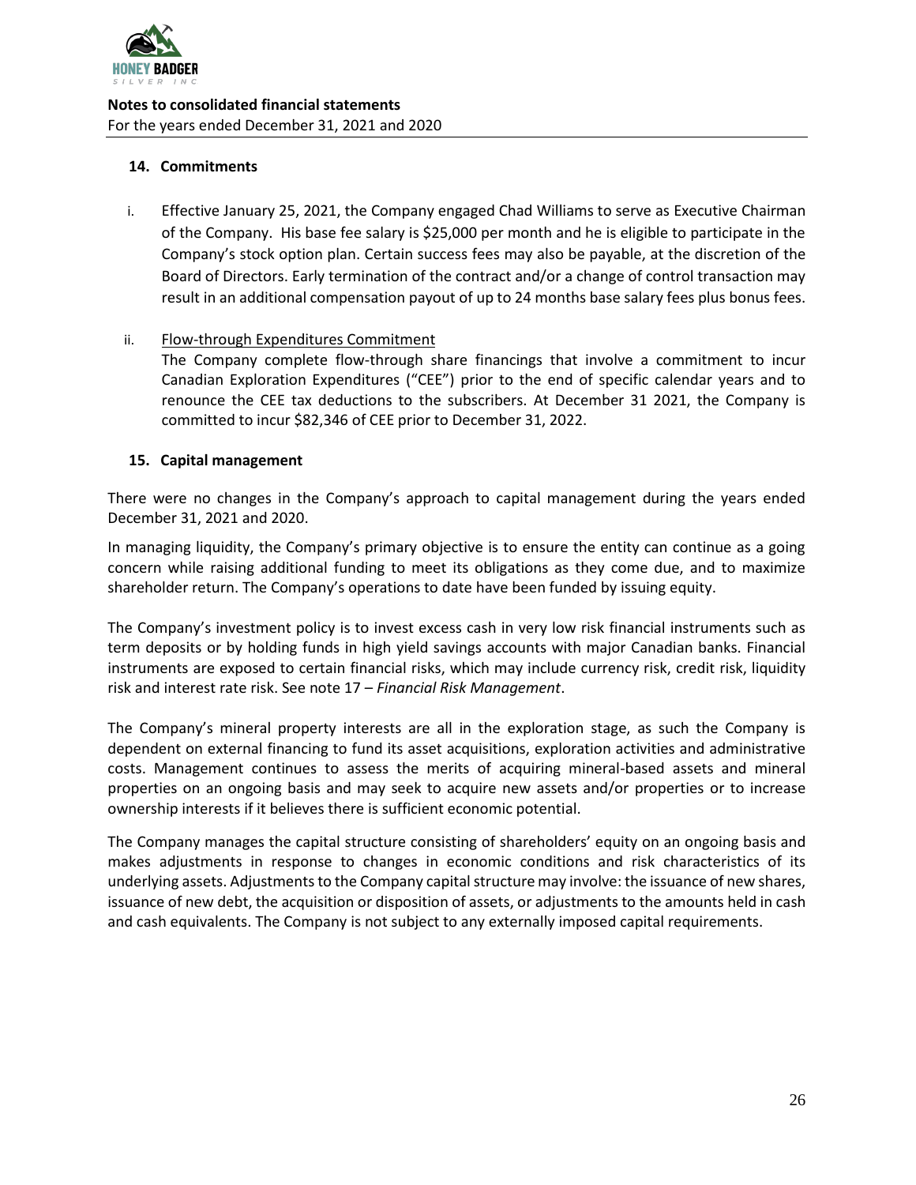**14. Commitments**

i. Effective January 25, 2021, the Company engaged Chad Williams to serve as Executive Chairman of the Company. His base fee salary is $25,000 per month and he is eligible to participate in the Company's stock option plan. Certain success fees may also be payable, at the discretion of the Board of Directors. Early termination of the contract and/or a change of control transaction may result in an additional compensation payout of up to 24 months base salary fees plus bonus fees.

ii. Flow-through Expenditures Commitment
The Company complete flow-through share financings that involve a commitment to incur Canadian Exploration Expenditures ("CEE") prior to the end of specific calendar years and to renounce the CEE tax deductions to the subscribers. At December 31 2021, the Company is committed to incur $82,346 of CEE prior to December 31, 2022.

**15. Capital management**

There were no changes in the Company's approach to capital management during the years ended December 31, 2021 and 2020.

In managing liquidity, the Company's primary objective is to ensure the entity can continue as a going concern while raising additional funding to meet its obligations as they come due, and to maximize shareholder return. The Company's operations to date have been funded by issuing equity.

The Company's investment policy is to invest excess cash in very low risk financial instruments such as term deposits or by holding funds in high yield savings accounts with major Canadian banks. Financial instruments are exposed to certain financial risks, which may include currency risk, credit risk, liquidity risk and interest rate risk. See note 17 – *Financial Risk Management*.

The Company's mineral property interests are all in the exploration stage, as such the Company is dependent on external financing to fund its asset acquisitions, exploration activities and administrative costs. Management continues to assess the merits of acquiring mineral-based assets and mineral properties on an ongoing basis and may seek to acquire new assets and/or properties or to increase ownership interests if it believes there is sufficient economic potential.

The Company manages the capital structure consisting of shareholders' equity on an ongoing basis and makes adjustments in response to changes in economic conditions and risk characteristics of its underlying assets. Adjustments to the Company capital structure may involve: the issuance of new shares, issuance of new debt, the acquisition or disposition of assets, or adjustments to the amounts held in cash and cash equivalents. The Company is not subject to any externally imposed capital requirements.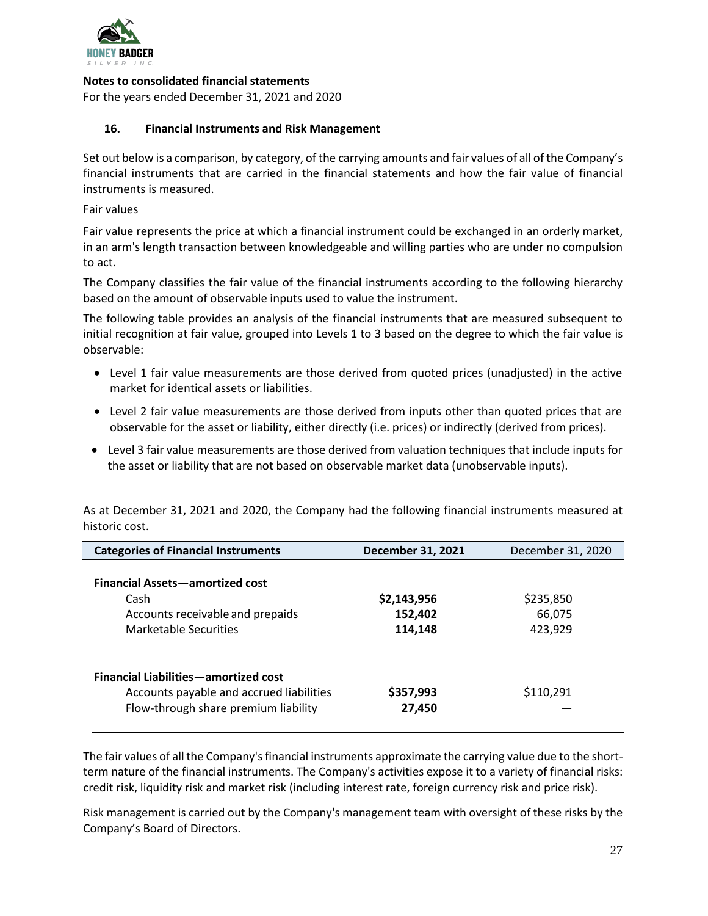**Notes to consolidated financial statements**

For the years ended December 31, 2021 and 2020

### 16. Financial Instruments and Risk Management

Set out below is a comparison, by category, of the carrying amounts and fair values of all of the Company's financial instruments that are carried in the financial statements and how the fair value of financial instruments is measured.

Fair values

Fair value represents the price at which a financial instrument could be exchanged in an orderly market, in an arm's length transaction between knowledgeable and willing parties who are under no compulsion to act.

The Company classifies the fair value of the financial instruments according to the following hierarchy based on the amount of observable inputs used to value the instrument.

The following table provides an analysis of the financial instruments that are measured subsequent to initial recognition at fair value, grouped into Levels 1 to 3 based on the degree to which the fair value is observable:

- Level 1 fair value measurements are those derived from quoted prices (unadjusted) in the active market for identical assets or liabilities.
- Level 2 fair value measurements are those derived from inputs other than quoted prices that are observable for the asset or liability, either directly (i.e. prices) or indirectly (derived from prices).
- Level 3 fair value measurements are those derived from valuation techniques that include inputs for the asset or liability that are not based on observable market data (unobservable inputs).

As at December 31, 2021 and 2020, the Company had the following financial instruments measured at historic cost.

| Categories of Financial Instruments | December 31, 2021 | December 31, 2020 |
|---|---|---|
| **Financial Assets—amortized cost** | | |
| Cash | **$2,143,956** | $235,850 |
| Accounts receivable and prepaids | **152,402** | 66,075 |
| Marketable Securities | **114,148** | 423,929 |
| **Financial Liabilities—amortized cost** | | |
| Accounts payable and accrued liabilities | **$357,993** | $110,291 |
| Flow-through share premium liability | **27,450** | — |

The fair values of all the Company's financial instruments approximate the carrying value due to the short-term nature of the financial instruments. The Company's activities expose it to a variety of financial risks: credit risk, liquidity risk and market risk (including interest rate, foreign currency risk and price risk).

Risk management is carried out by the Company's management team with oversight of these risks by the Company's Board of Directors.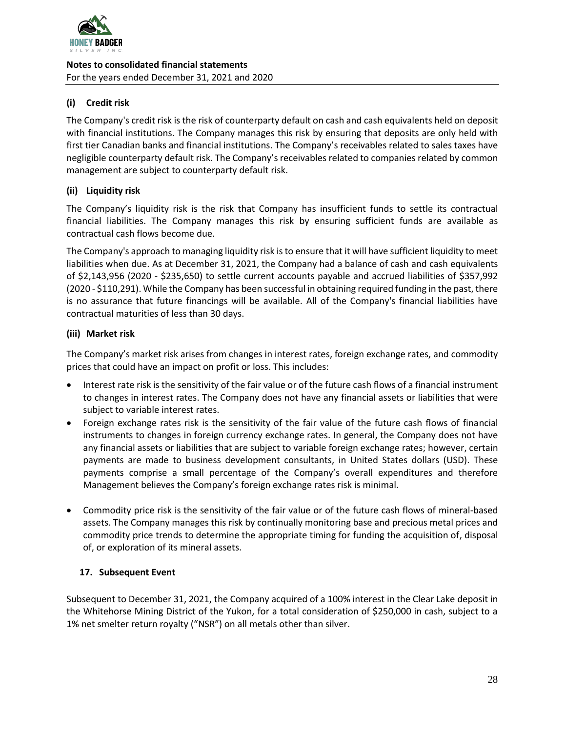### (i) Credit risk

The Company's credit risk is the risk of counterparty default on cash and cash equivalents held on deposit with financial institutions. The Company manages this risk by ensuring that deposits are only held with first tier Canadian banks and financial institutions. The Company's receivables related to sales taxes have negligible counterparty default risk. The Company's receivables related to companies related by common management are subject to counterparty default risk.

### (ii) Liquidity risk

The Company's liquidity risk is the risk that Company has insufficient funds to settle its contractual financial liabilities. The Company manages this risk by ensuring sufficient funds are available as contractual cash flows become due.

The Company's approach to managing liquidity risk is to ensure that it will have sufficient liquidity to meet liabilities when due. As at December 31, 2021, the Company had a balance of cash and cash equivalents of $2,143,956 (2020 - $235,650) to settle current accounts payable and accrued liabilities of $357,992 (2020 - $110,291). While the Company has been successful in obtaining required funding in the past, there is no assurance that future financings will be available. All of the Company's financial liabilities have contractual maturities of less than 30 days.

### (iii) Market risk

The Company's market risk arises from changes in interest rates, foreign exchange rates, and commodity prices that could have an impact on profit or loss. This includes:

- Interest rate risk is the sensitivity of the fair value or of the future cash flows of a financial instrument to changes in interest rates. The Company does not have any financial assets or liabilities that were subject to variable interest rates.
- Foreign exchange rates risk is the sensitivity of the fair value of the future cash flows of financial instruments to changes in foreign currency exchange rates. In general, the Company does not have any financial assets or liabilities that are subject to variable foreign exchange rates; however, certain payments are made to business development consultants, in United States dollars (USD). These payments comprise a small percentage of the Company's overall expenditures and therefore Management believes the Company's foreign exchange rates risk is minimal.
- Commodity price risk is the sensitivity of the fair value or of the future cash flows of mineral-based assets. The Company manages this risk by continually monitoring base and precious metal prices and commodity price trends to determine the appropriate timing for funding the acquisition of, disposal of, or exploration of its mineral assets.

## 17. Subsequent Event

Subsequent to December 31, 2021, the Company acquired of a 100% interest in the Clear Lake deposit in the Whitehorse Mining District of the Yukon, for a total consideration of $250,000 in cash, subject to a 1% net smelter return royalty ("NSR") on all metals other than silver.